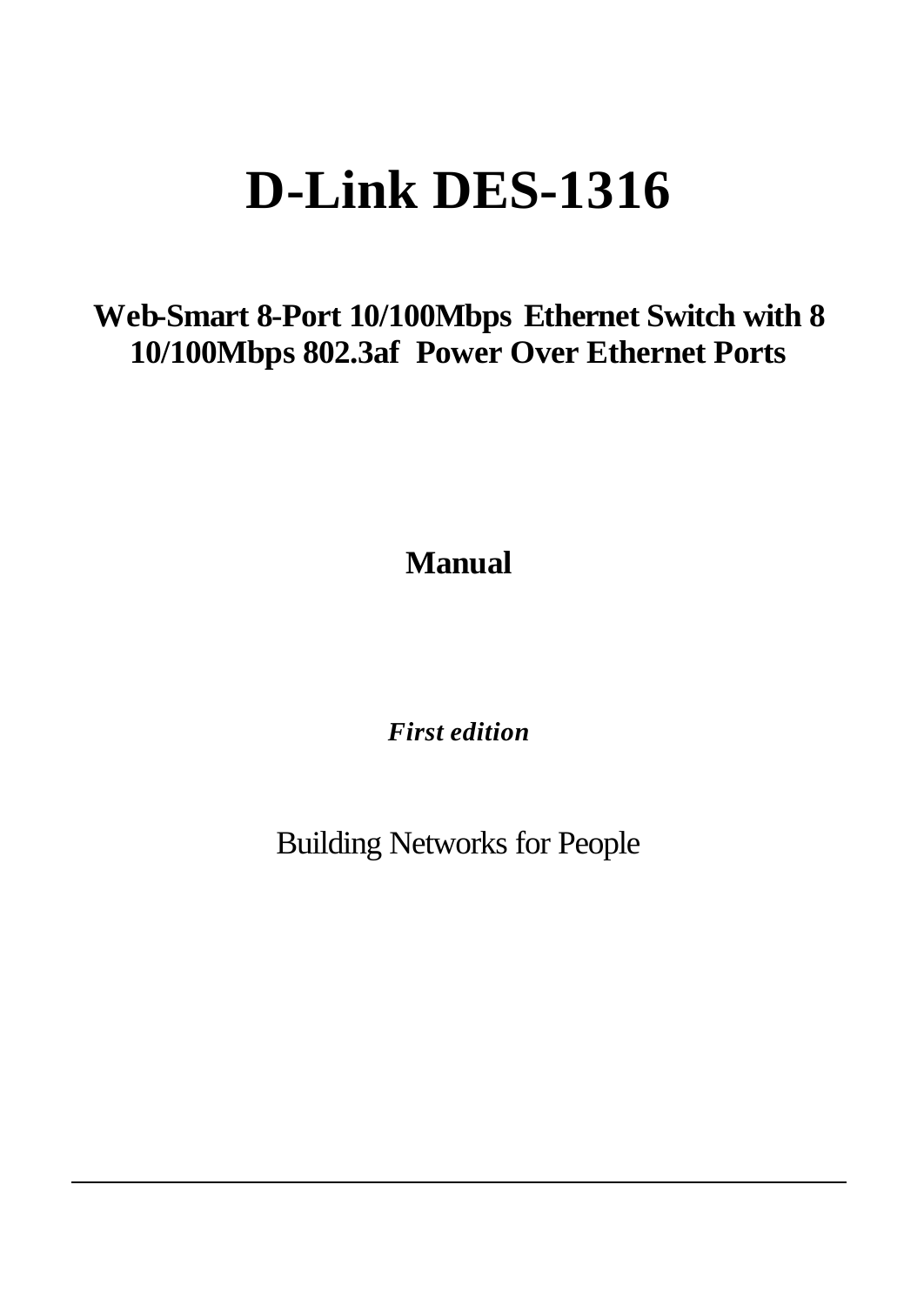# D-Link DES-1316

## Web-Smart 8-Port 10/100Mbps Ethernet Switch with 8 10/100Mbps 802.3af Power Over Ethernet Ports

**Manual**

***First edition***

Building Networks for People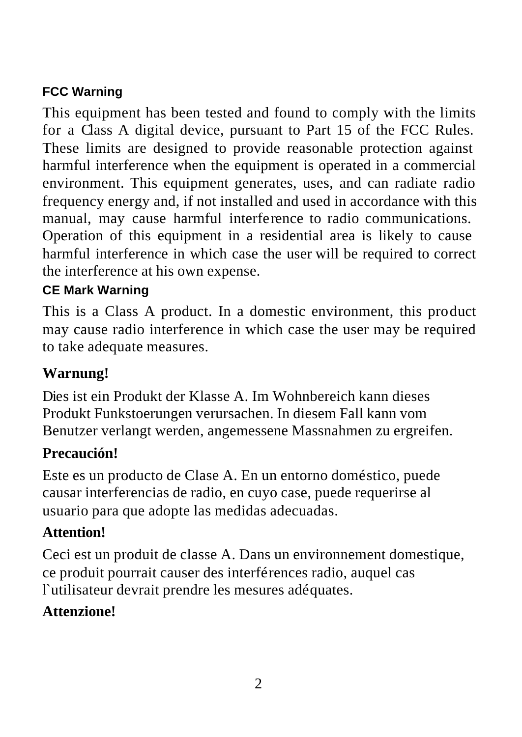### FCC Warning

This equipment has been tested and found to comply with the limits for a Class A digital device, pursuant to Part 15 of the FCC Rules. These limits are designed to provide reasonable protection against harmful interference when the equipment is operated in a commercial environment. This equipment generates, uses, and can radiate radio frequency energy and, if not installed and used in accordance with this manual, may cause harmful interference to radio communications. Operation of this equipment in a residential area is likely to cause harmful interference in which case the user will be required to correct the interference at his own expense.

### CE Mark Warning

This is a Class A product. In a domestic environment, this product may cause radio interference in which case the user may be required to take adequate measures.

### Warnung!

Dies ist ein Produkt der Klasse A. Im Wohnbereich kann dieses Produkt Funkstoerungen verursachen. In diesem Fall kann vom Benutzer verlangt werden, angemessene Massnahmen zu ergreifen.

### Precaución!

Este es un producto de Clase A. En un entorno doméstico, puede causar interferencias de radio, en cuyo case, puede requerirse al usuario para que adopte las medidas adecuadas.

### Attention!

Ceci est un produit de classe A. Dans un environnement domestique, ce produit pourrait causer des interférences radio, auquel cas l`utilisateur devrait prendre les mesures adéquates.

### Attenzione!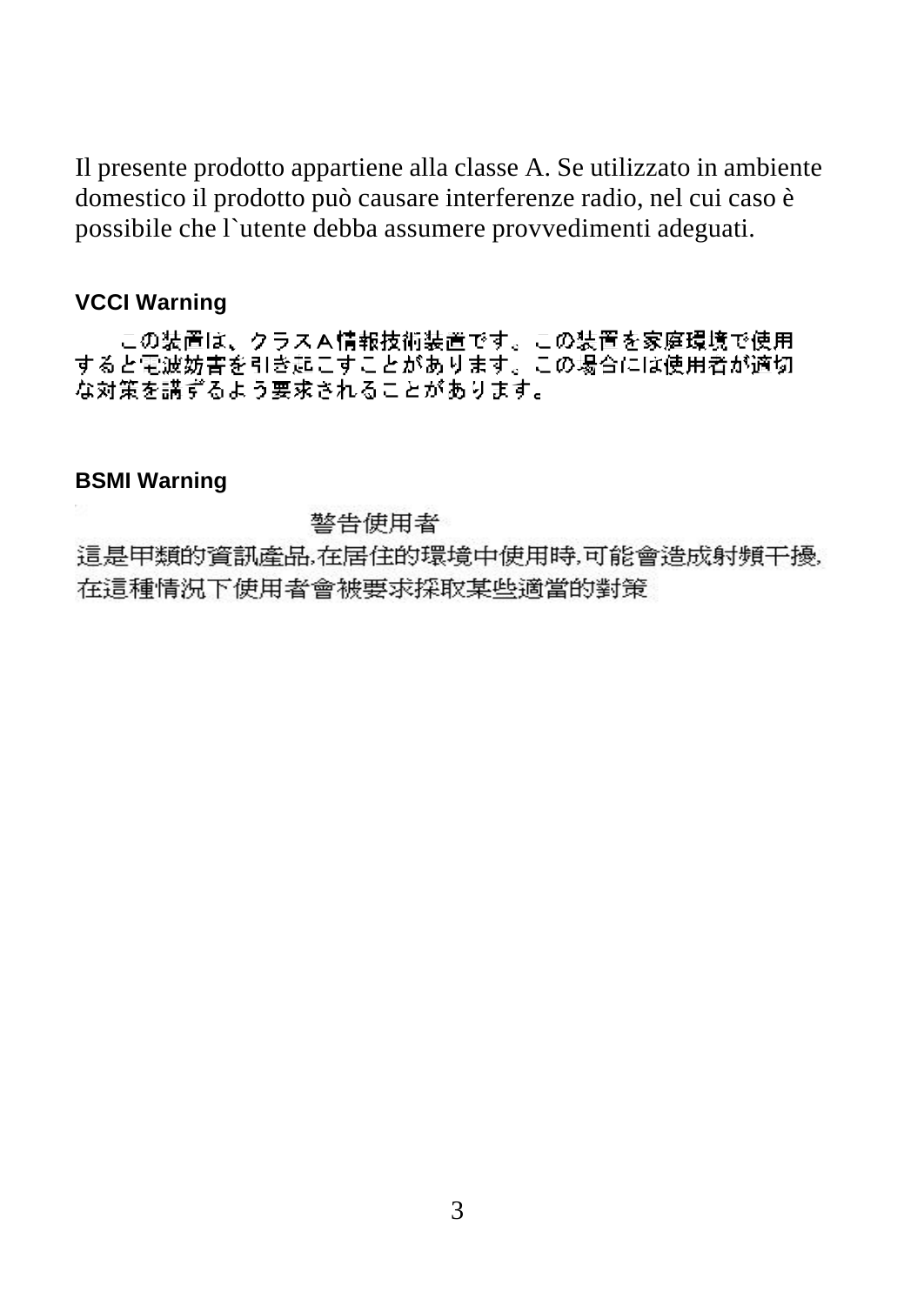Il presente prodotto appartiene alla classe A. Se utilizzato in ambiente domestico il prodotto può causare interferenze radio, nel cui caso è possibile che l`utente debba assumere provvedimenti adeguati.

**VCCI Warning**

この装置は、クラスA情報技術装置です。この装置を家庭環境で使用すると電波妨害を引き起こすことがあります。この場合には使用者が適切な対策を講ずるよう要求されることがあります。

**BSMI Warning**

警告使用者

這是甲類的資訊產品,在居住的環境中使用時,可能會造成射頻干擾,在這種情況下使用者會被要求採取某些適當的對策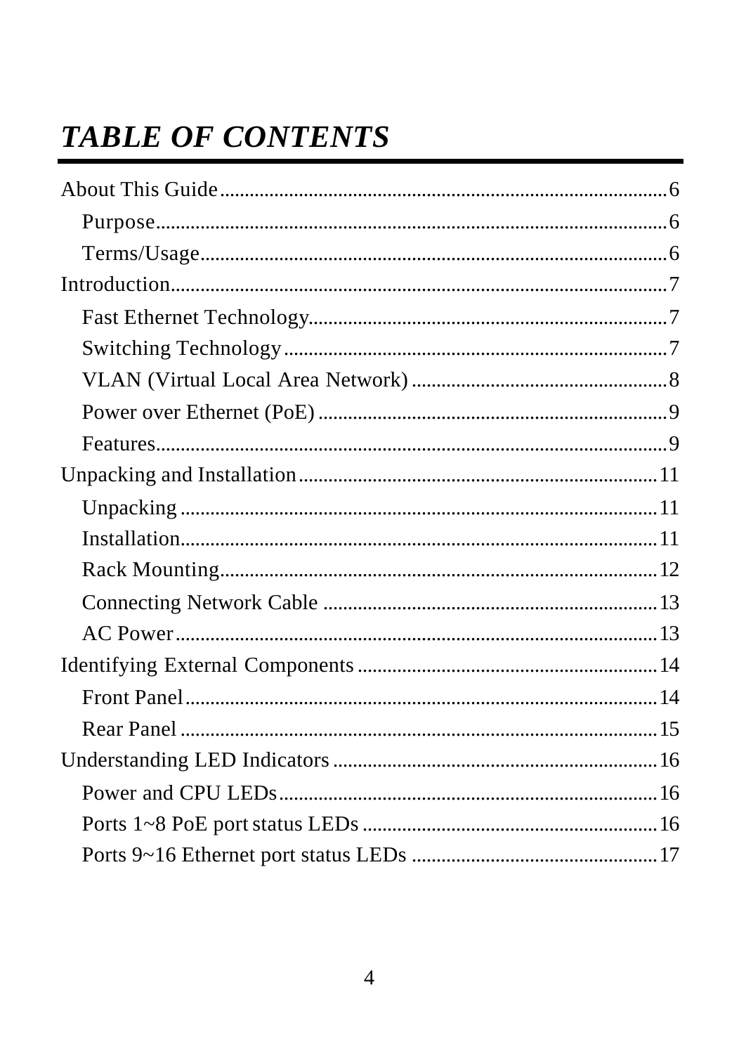# *TABLE OF CONTENTS*

About This Guide......................................................................................6

- Purpose..........................................................................................6
- Terms/Usage...................................................................................6

Introduction..............................................................................................7

- Fast Ethernet Technology..............................................................7
- Switching Technology....................................................................7
- VLAN (Virtual Local Area Network)..............................................8
- Power over Ethernet (PoE).............................................................9
- Features...........................................................................................9

Unpacking and Installation.....................................................................11

- Unpacking.....................................................................................11
- Installation.....................................................................................11
- Rack Mounting..............................................................................12
- Connecting Network Cable...........................................................13
- AC Power......................................................................................13

Identifying External Components..........................................................14

- Front Panel....................................................................................14
- Rear Panel.....................................................................................15

Understanding LED Indicators...............................................................16

- Power and CPU LEDs...................................................................16
- Ports 1~8 PoE port status LEDs....................................................16
- Ports 9~16 Ethernet port status LEDs...........................................17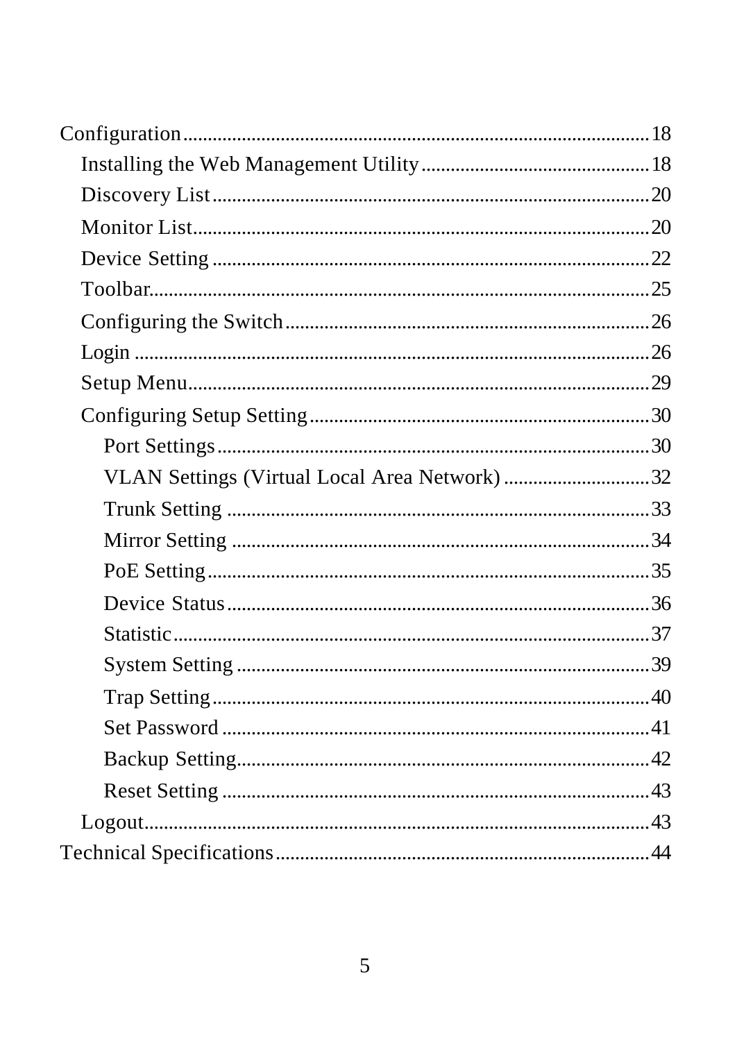Configuration ........................................................................................ 18

- Installing the Web Management Utility .............................................. 18
- Discovery List ........................................................................................ 20
- Monitor List ........................................................................................... 20
- Device Setting ........................................................................................ 22
- Toolbar .................................................................................................... 25
- Configuring the Switch .......................................................................... 26
- Login ....................................................................................................... 26
- Setup Menu ............................................................................................ 29
- Configuring Setup Setting .................................................................... 30
  - Port Settings ...................................................................................... 30
  - VLAN Settings (Virtual Local Area Network) ............................. 32
  - Trunk Setting .................................................................................... 33
  - Mirror Setting ................................................................................... 34
  - PoE Setting ........................................................................................ 35
  - Device Status ..................................................................................... 36
  - Statistic ............................................................................................... 37
  - System Setting ................................................................................... 39
  - Trap Setting ....................................................................................... 40
  - Set Password ..................................................................................... 41
  - Backup Setting ................................................................................... 42
  - Reset Setting ...................................................................................... 43
- Logout ..................................................................................................... 43

Technical Specifications ............................................................................ 44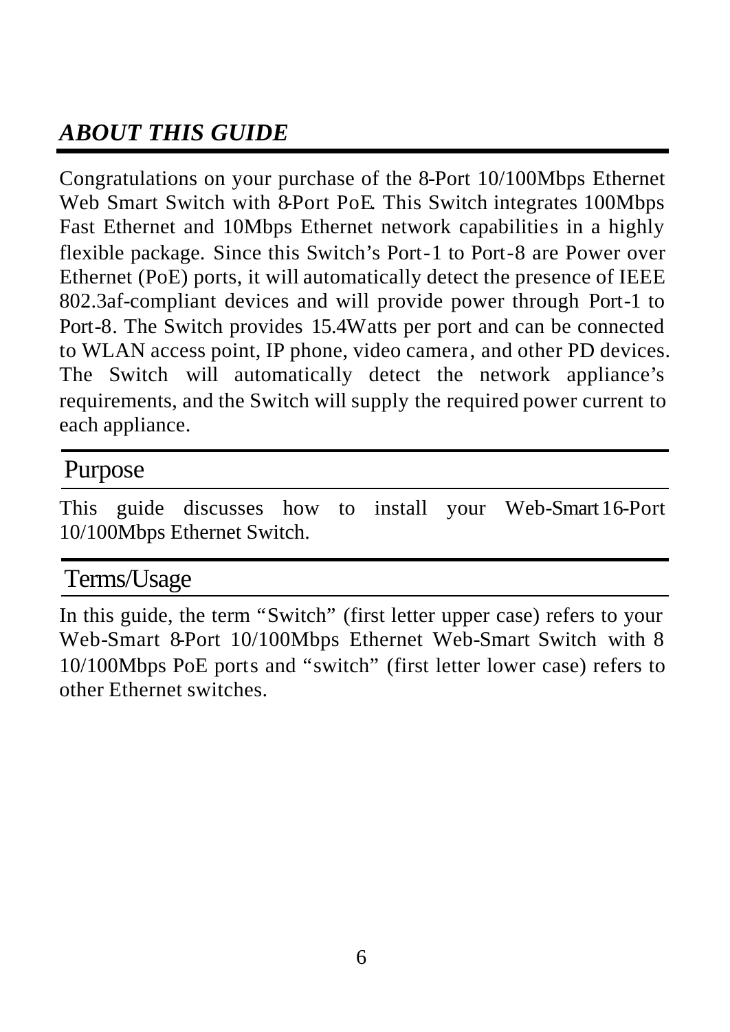# *ABOUT THIS GUIDE*

Congratulations on your purchase of the 8-Port 10/100Mbps Ethernet Web Smart Switch with 8-Port PoE. This Switch integrates 100Mbps Fast Ethernet and 10Mbps Ethernet network capabilities in a highly flexible package. Since this Switch's Port-1 to Port-8 are Power over Ethernet (PoE) ports, it will automatically detect the presence of IEEE 802.3af-compliant devices and will provide power through Port-1 to Port-8. The Switch provides 15.4Watts per port and can be connected to WLAN access point, IP phone, video camera, and other PD devices. The Switch will automatically detect the network appliance's requirements, and the Switch will supply the required power current to each appliance.

## Purpose

This guide discusses how to install your Web-Smart 16-Port 10/100Mbps Ethernet Switch.

## Terms/Usage

In this guide, the term "Switch" (first letter upper case) refers to your Web-Smart 8-Port 10/100Mbps Ethernet Web-Smart Switch with 8 10/100Mbps PoE ports and "switch" (first letter lower case) refers to other Ethernet switches.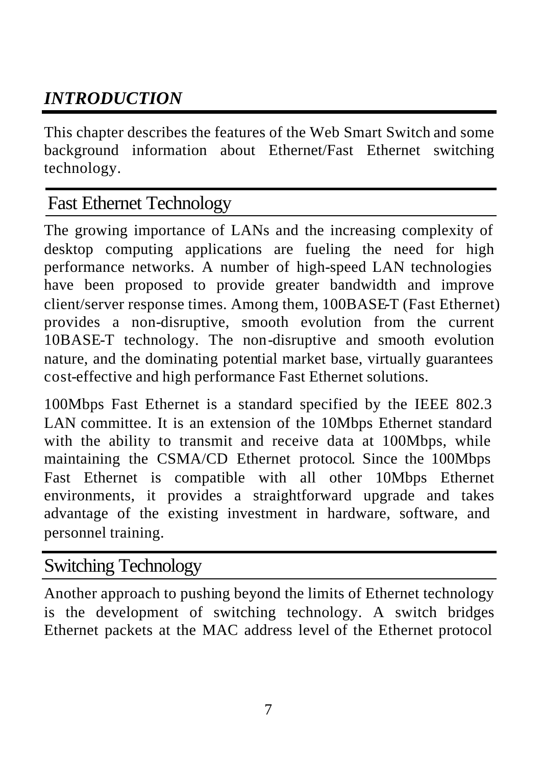# *INTRODUCTION*

This chapter describes the features of the Web Smart Switch and some background information about Ethernet/Fast Ethernet switching technology.

## Fast Ethernet Technology

The growing importance of LANs and the increasing complexity of desktop computing applications are fueling the need for high performance networks. A number of high-speed LAN technologies have been proposed to provide greater bandwidth and improve client/server response times. Among them, 100BASE-T (Fast Ethernet) provides a non-disruptive, smooth evolution from the current 10BASE-T technology. The non-disruptive and smooth evolution nature, and the dominating potential market base, virtually guarantees cost-effective and high performance Fast Ethernet solutions.

100Mbps Fast Ethernet is a standard specified by the IEEE 802.3 LAN committee. It is an extension of the 10Mbps Ethernet standard with the ability to transmit and receive data at 100Mbps, while maintaining the CSMA/CD Ethernet protocol. Since the 100Mbps Fast Ethernet is compatible with all other 10Mbps Ethernet environments, it provides a straightforward upgrade and takes advantage of the existing investment in hardware, software, and personnel training.

## Switching Technology

Another approach to pushing beyond the limits of Ethernet technology is the development of switching technology. A switch bridges Ethernet packets at the MAC address level of the Ethernet protocol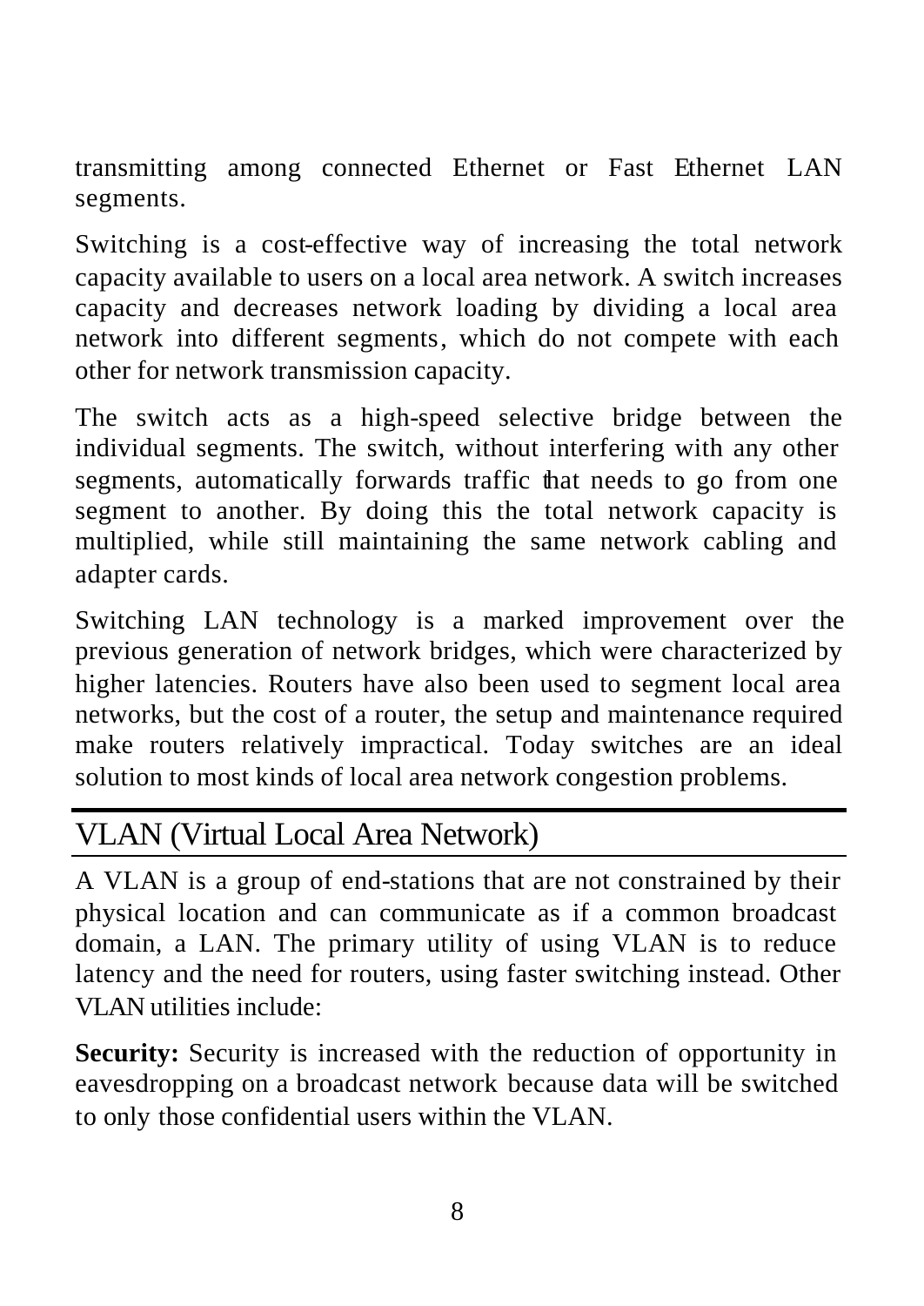transmitting among connected Ethernet or Fast Ethernet LAN segments.

Switching is a cost-effective way of increasing the total network capacity available to users on a local area network. A switch increases capacity and decreases network loading by dividing a local area network into different segments, which do not compete with each other for network transmission capacity.

The switch acts as a high-speed selective bridge between the individual segments. The switch, without interfering with any other segments, automatically forwards traffic that needs to go from one segment to another. By doing this the total network capacity is multiplied, while still maintaining the same network cabling and adapter cards.

Switching LAN technology is a marked improvement over the previous generation of network bridges, which were characterized by higher latencies. Routers have also been used to segment local area networks, but the cost of a router, the setup and maintenance required make routers relatively impractical. Today switches are an ideal solution to most kinds of local area network congestion problems.

## VLAN (Virtual Local Area Network)

A VLAN is a group of end-stations that are not constrained by their physical location and can communicate as if a common broadcast domain, a LAN. The primary utility of using VLAN is to reduce latency and the need for routers, using faster switching instead. Other VLAN utilities include:

**Security:** Security is increased with the reduction of opportunity in eavesdropping on a broadcast network because data will be switched to only those confidential users within the VLAN.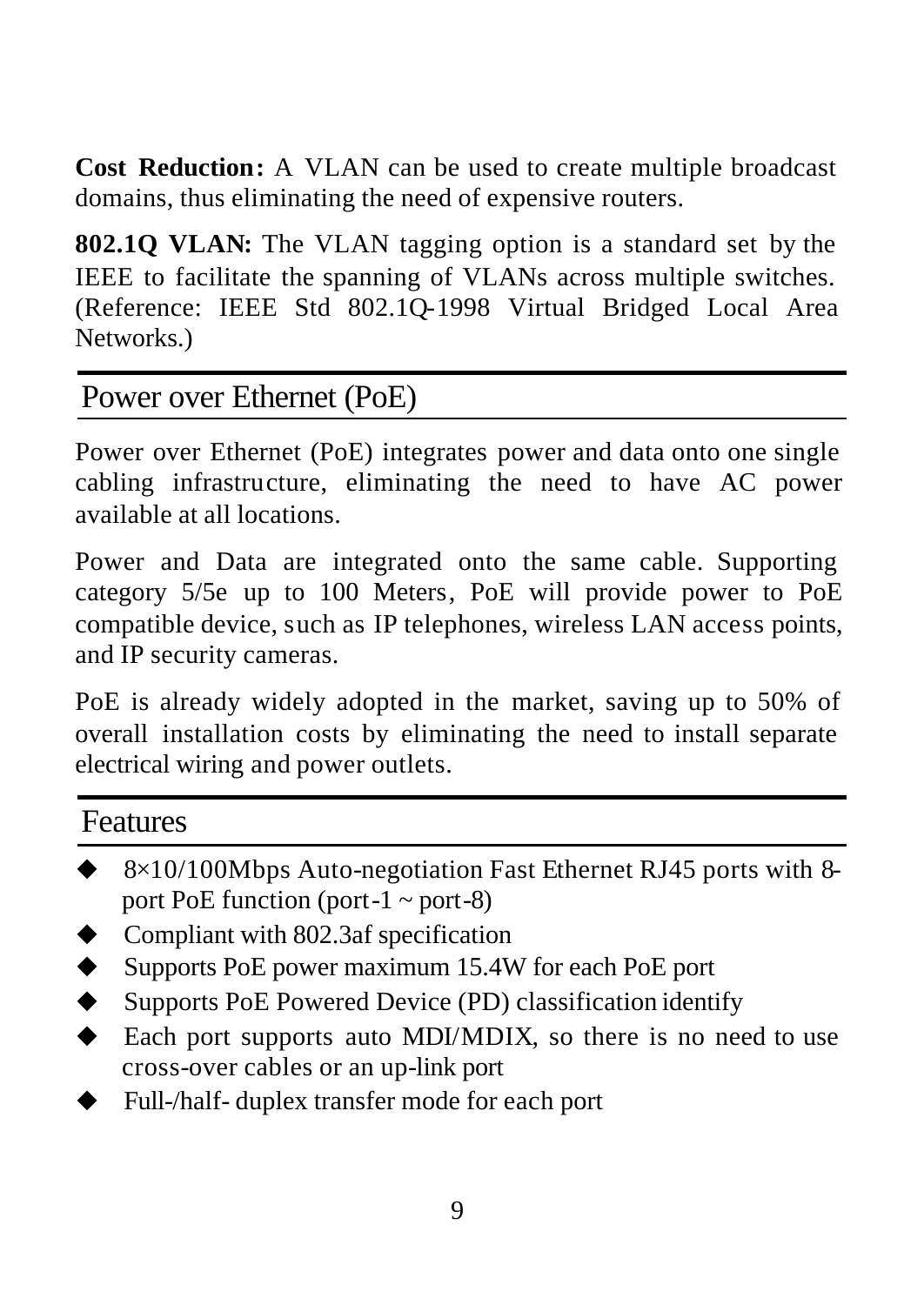**Cost Reduction:** A VLAN can be used to create multiple broadcast domains, thus eliminating the need of expensive routers.

**802.1Q VLAN:** The VLAN tagging option is a standard set by the IEEE to facilitate the spanning of VLANs across multiple switches. (Reference: IEEE Std 802.1Q-1998 Virtual Bridged Local Area Networks.)

## Power over Ethernet (PoE)

Power over Ethernet (PoE) integrates power and data onto one single cabling infrastructure, eliminating the need to have AC power available at all locations.

Power and Data are integrated onto the same cable. Supporting category 5/5e up to 100 Meters, PoE will provide power to PoE compatible device, such as IP telephones, wireless LAN access points, and IP security cameras.

PoE is already widely adopted in the market, saving up to 50% of overall installation costs by eliminating the need to install separate electrical wiring and power outlets.

## Features

- 8×10/100Mbps Auto-negotiation Fast Ethernet RJ45 ports with 8-port PoE function (port-1 ~ port-8)
- Compliant with 802.3af specification
- Supports PoE power maximum 15.4W for each PoE port
- Supports PoE Powered Device (PD) classification identify
- Each port supports auto MDI/MDIX, so there is no need to use cross-over cables or an up-link port
- Full-/half- duplex transfer mode for each port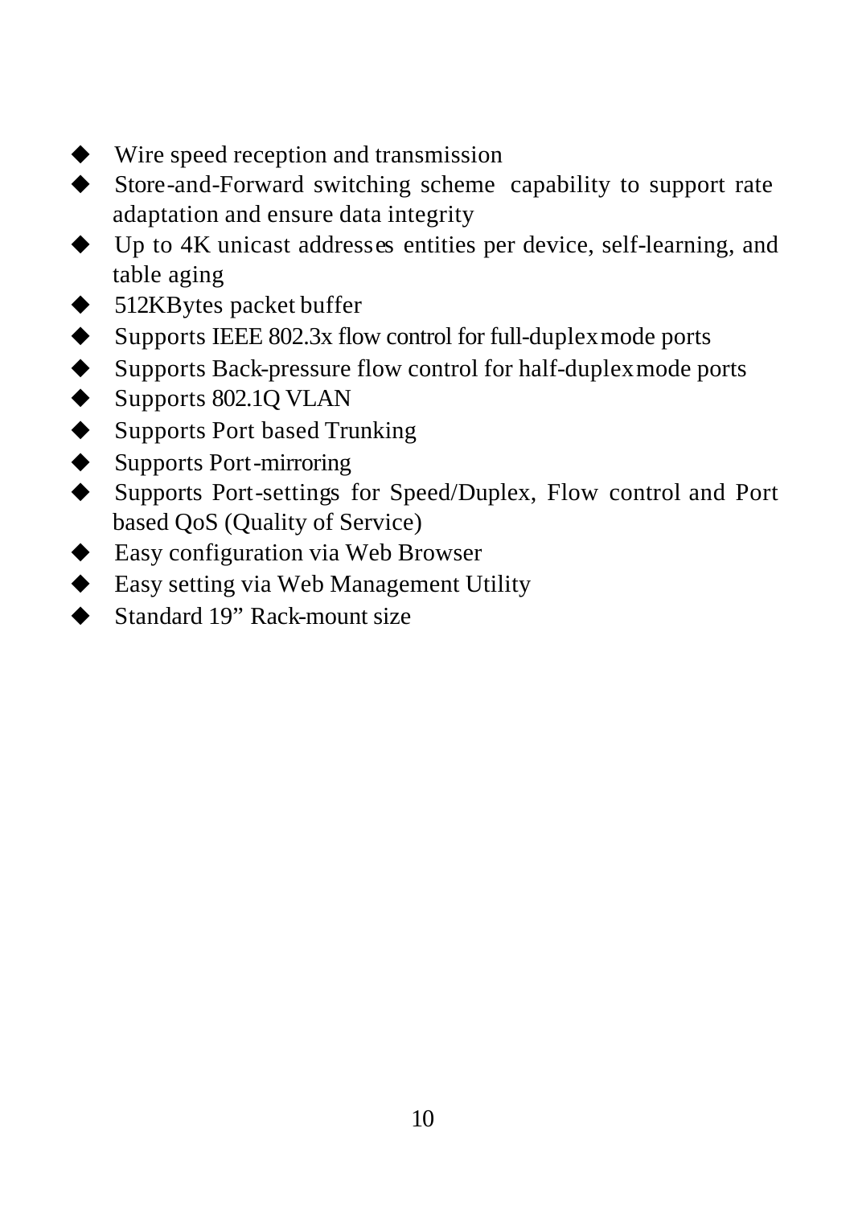- Wire speed reception and transmission
- Store-and-Forward switching scheme capability to support rate adaptation and ensure data integrity
- Up to 4K unicast addresses entities per device, self-learning, and table aging
- 512KBytes packet buffer
- Supports IEEE 802.3x flow control for full-duplex mode ports
- Supports Back-pressure flow control for half-duplex mode ports
- Supports 802.1Q VLAN
- Supports Port based Trunking
- Supports Port-mirroring
- Supports Port-settings for Speed/Duplex, Flow control and Port based QoS (Quality of Service)
- Easy configuration via Web Browser
- Easy setting via Web Management Utility
- Standard 19" Rack-mount size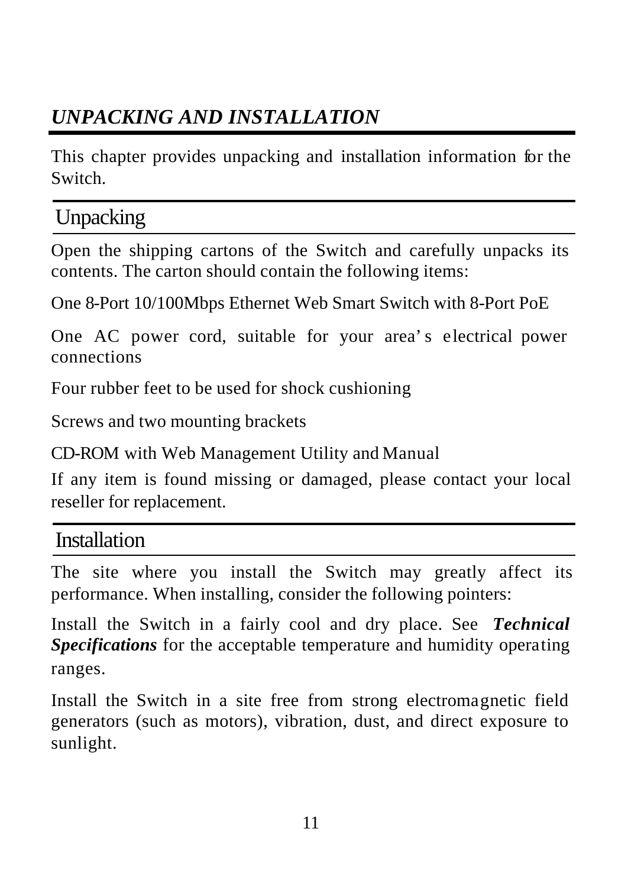# *UNPACKING AND INSTALLATION*

This chapter provides unpacking and installation information for the Switch.

## Unpacking

Open the shipping cartons of the Switch and carefully unpacks its contents. The carton should contain the following items:

One 8-Port 10/100Mbps Ethernet Web Smart Switch with 8-Port PoE

One AC power cord, suitable for your area's electrical power connections

Four rubber feet to be used for shock cushioning

Screws and two mounting brackets

CD-ROM with Web Management Utility and Manual

If any item is found missing or damaged, please contact your local reseller for replacement.

## Installation

The site where you install the Switch may greatly affect its performance. When installing, consider the following pointers:

Install the Switch in a fairly cool and dry place. See ***Technical Specifications*** for the acceptable temperature and humidity operating ranges.

Install the Switch in a site free from strong electromagnetic field generators (such as motors), vibration, dust, and direct exposure to sunlight.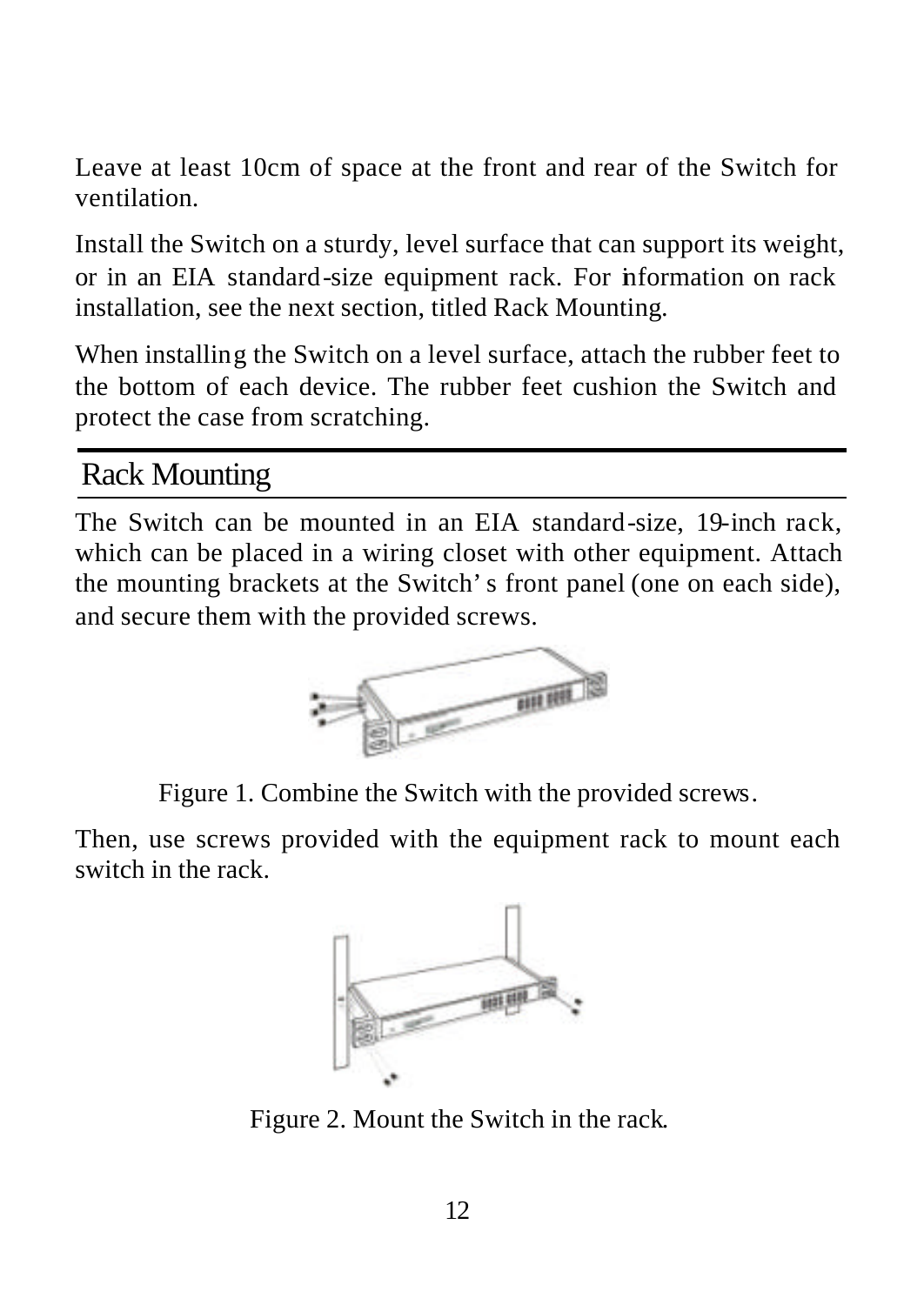Leave at least 10cm of space at the front and rear of the Switch for ventilation.

Install the Switch on a sturdy, level surface that can support its weight, or in an EIA standard-size equipment rack. For information on rack installation, see the next section, titled Rack Mounting.

When installing the Switch on a level surface, attach the rubber feet to the bottom of each device. The rubber feet cushion the Switch and protect the case from scratching.

## Rack Mounting

The Switch can be mounted in an EIA standard-size, 19-inch rack, which can be placed in a wiring closet with other equipment. Attach the mounting brackets at the Switch's front panel (one on each side), and secure them with the provided screws.

Figure 1. Combine the Switch with the provided screws.

Then, use screws provided with the equipment rack to mount each switch in the rack.

Figure 2. Mount the Switch in the rack.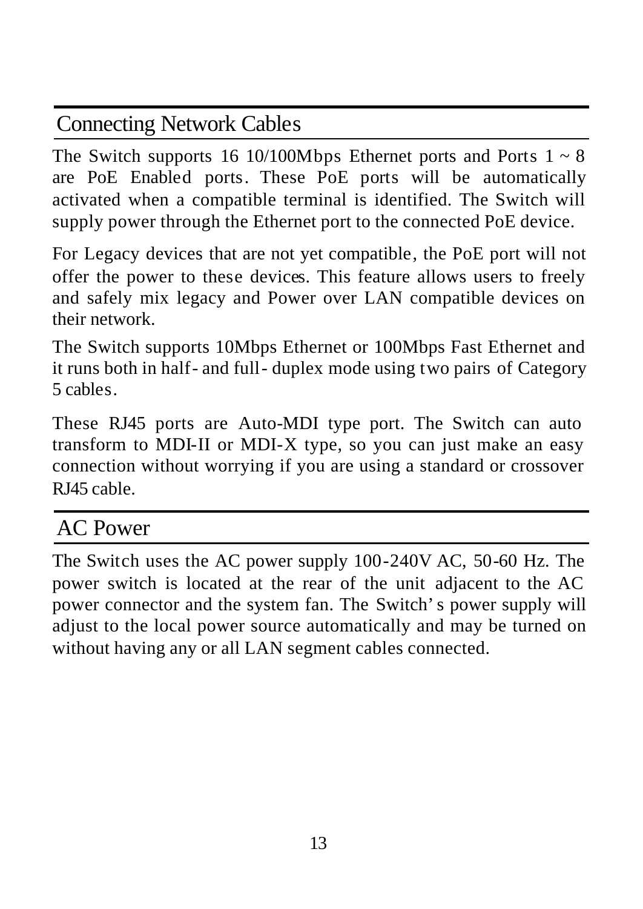## Connecting Network Cables

The Switch supports 16 10/100Mbps Ethernet ports and Ports 1 ~ 8 are PoE Enabled ports. These PoE ports will be automatically activated when a compatible terminal is identified. The Switch will supply power through the Ethernet port to the connected PoE device.

For Legacy devices that are not yet compatible, the PoE port will not offer the power to these devices. This feature allows users to freely and safely mix legacy and Power over LAN compatible devices on their network.

The Switch supports 10Mbps Ethernet or 100Mbps Fast Ethernet and it runs both in half- and full- duplex mode using two pairs of Category 5 cables.

These RJ45 ports are Auto-MDI type port. The Switch can auto transform to MDI-II or MDI-X type, so you can just make an easy connection without worrying if you are using a standard or crossover RJ45 cable.

## AC Power

The Switch uses the AC power supply 100-240V AC, 50-60 Hz. The power switch is located at the rear of the unit adjacent to the AC power connector and the system fan. The Switch's power supply will adjust to the local power source automatically and may be turned on without having any or all LAN segment cables connected.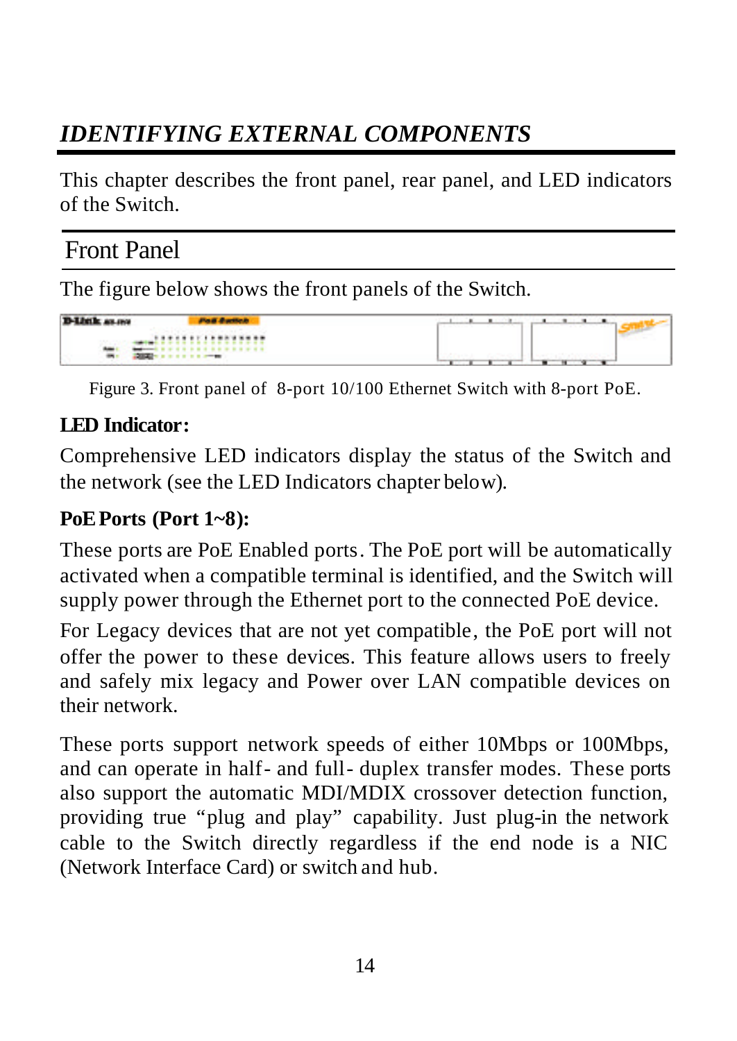# *IDENTIFYING EXTERNAL COMPONENTS*

This chapter describes the front panel, rear panel, and LED indicators of the Switch.

## Front Panel

The figure below shows the front panels of the Switch.

Figure 3. Front panel of 8-port 10/100 Ethernet Switch with 8-port PoE.

**LED Indicator:**

Comprehensive LED indicators display the status of the Switch and the network (see the LED Indicators chapter below).

**PoE Ports (Port 1~8):**

These ports are PoE Enabled ports. The PoE port will be automatically activated when a compatible terminal is identified, and the Switch will supply power through the Ethernet port to the connected PoE device.

For Legacy devices that are not yet compatible, the PoE port will not offer the power to these devices. This feature allows users to freely and safely mix legacy and Power over LAN compatible devices on their network.

These ports support network speeds of either 10Mbps or 100Mbps, and can operate in half- and full- duplex transfer modes. These ports also support the automatic MDI/MDIX crossover detection function, providing true "plug and play" capability. Just plug-in the network cable to the Switch directly regardless if the end node is a NIC (Network Interface Card) or switch and hub.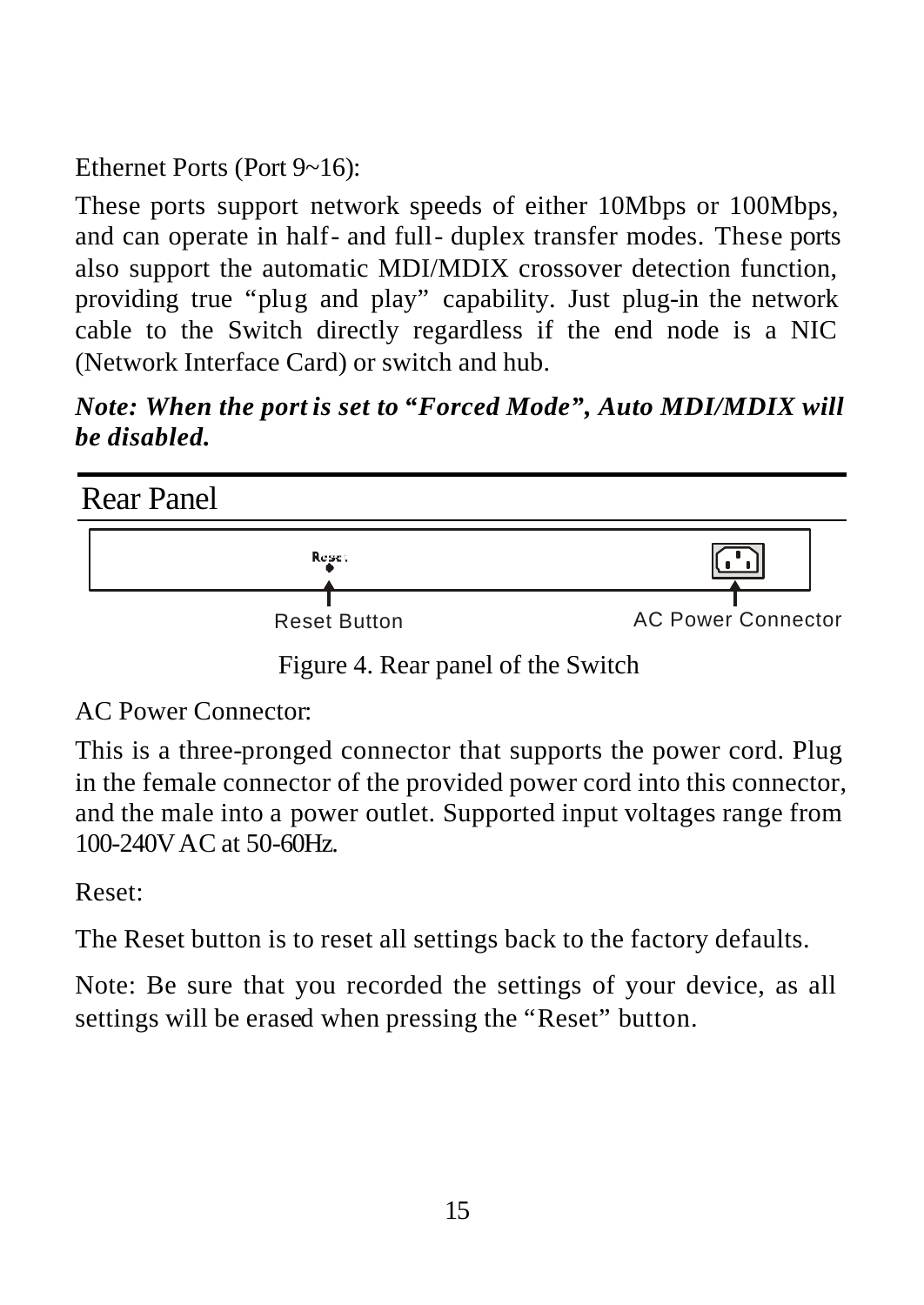Ethernet Ports (Port 9~16):

These ports support network speeds of either 10Mbps or 100Mbps, and can operate in half- and full- duplex transfer modes. These ports also support the automatic MDI/MDIX crossover detection function, providing true "plug and play" capability. Just plug-in the network cable to the Switch directly regardless if the end node is a NIC (Network Interface Card) or switch and hub.

***Note: When the port is set to "Forced Mode", Auto MDI/MDIX will be disabled.***

## Rear Panel

Reset Button

AC Power Connector

Figure 4. Rear panel of the Switch

AC Power Connector:

This is a three-pronged connector that supports the power cord. Plug in the female connector of the provided power cord into this connector, and the male into a power outlet. Supported input voltages range from 100-240V AC at 50-60Hz.

Reset:

The Reset button is to reset all settings back to the factory defaults.

Note: Be sure that you recorded the settings of your device, as all settings will be erased when pressing the "Reset" button.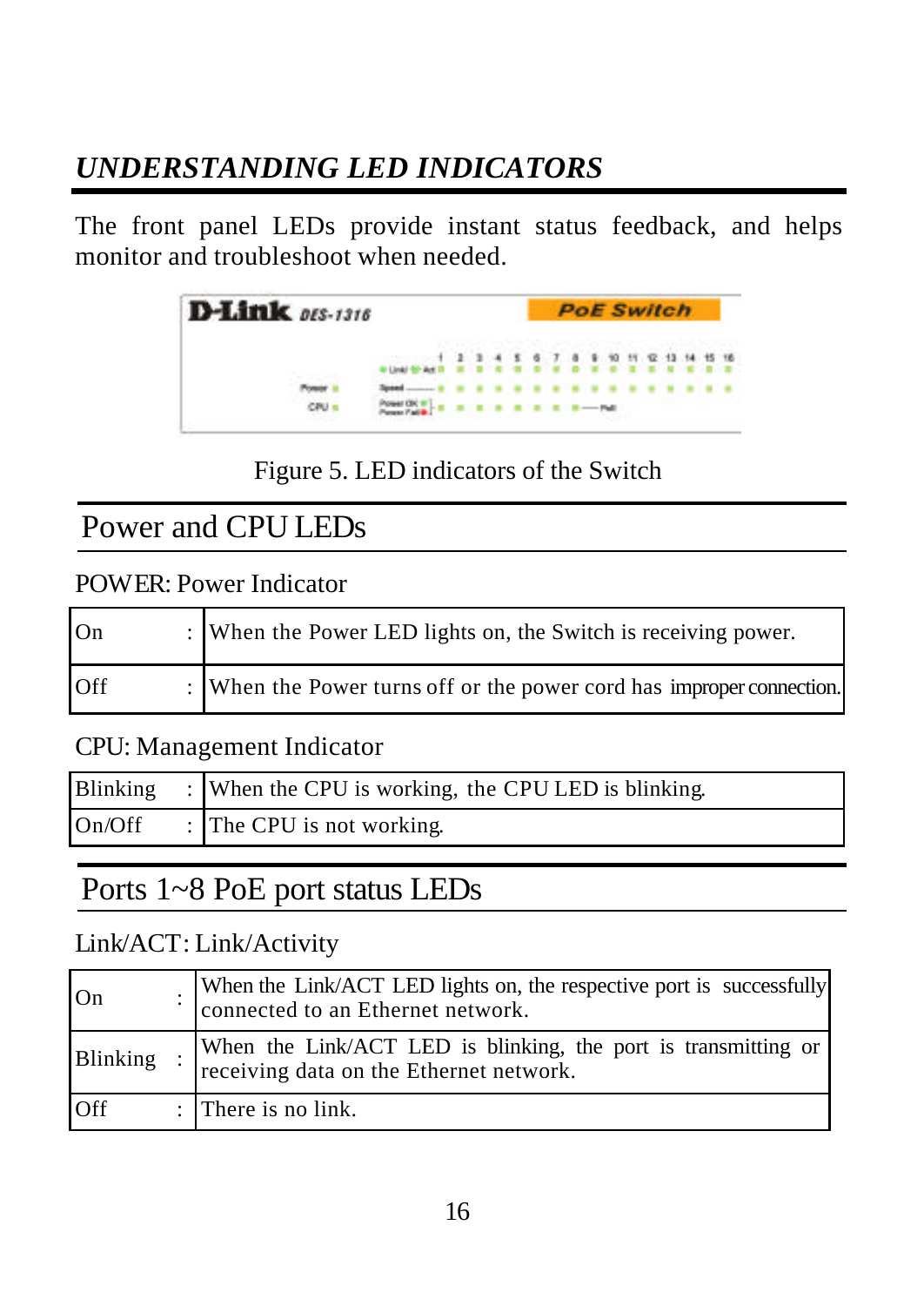# *UNDERSTANDING LED INDICATORS*

The front panel LEDs provide instant status feedback, and helps monitor and troubleshoot when needed.

Figure 5. LED indicators of the Switch

## Power and CPU LEDs

POWER: Power Indicator

| | | |
|---|---|---|
| On | : | When the Power LED lights on, the Switch is receiving power. |
| Off | : | When the Power turns off or the power cord has improper connection. |

CPU: Management Indicator

| | | |
|---|---|---|
| Blinking | : | When the CPU is working, the CPU LED is blinking. |
| On/Off | : | The CPU is not working. |

## Ports 1~8 PoE port status LEDs

Link/ACT: Link/Activity

| | | |
|---|---|---|
| On | : | When the Link/ACT LED lights on, the respective port is successfully connected to an Ethernet network. |
| Blinking | : | When the Link/ACT LED is blinking, the port is transmitting or receiving data on the Ethernet network. |
| Off | : | There is no link. |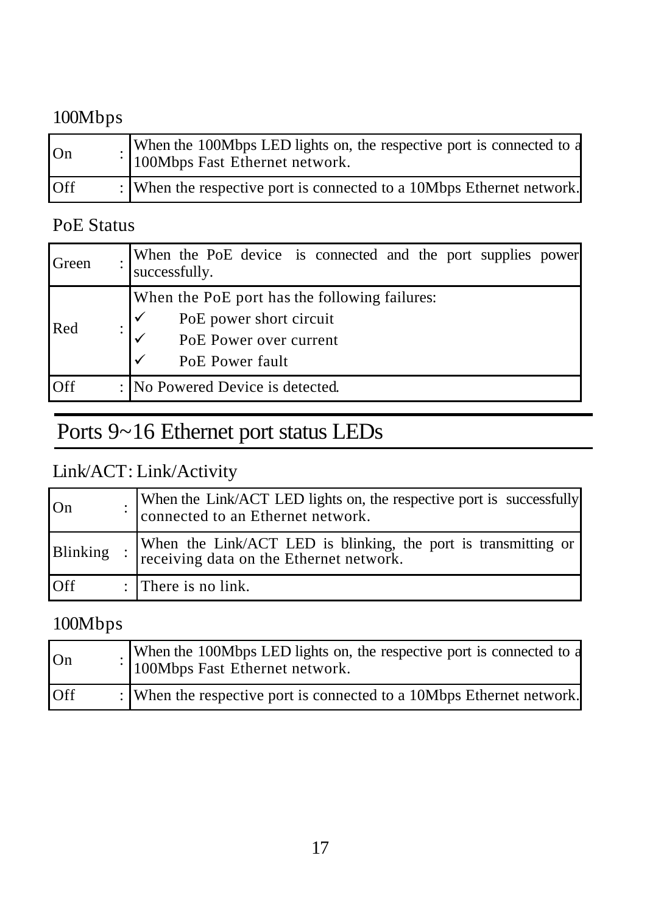100Mbps

| | | |
|---|---|---|
| On | : | When the 100Mbps LED lights on, the respective port is connected to a 100Mbps Fast Ethernet network. |
| Off | : | When the respective port is connected to a 10Mbps Ethernet network. |

PoE Status

| | | |
|---|---|---|
| Green | : | When the PoE device is connected and the port supplies power successfully. |
| Red | : | When the PoE port has the following failures:<br>✓ PoE power short circuit<br>✓ PoE Power over current<br>✓ PoE Power fault |
| Off | : | No Powered Device is detected. |

## Ports 9~16 Ethernet port status LEDs

Link/ACT: Link/Activity

| | | |
|---|---|---|
| On | : | When the Link/ACT LED lights on, the respective port is successfully connected to an Ethernet network. |
| Blinking | : | When the Link/ACT LED is blinking, the port is transmitting or receiving data on the Ethernet network. |
| Off | : | There is no link. |

100Mbps

| | | |
|---|---|---|
| On | : | When the 100Mbps LED lights on, the respective port is connected to a 100Mbps Fast Ethernet network. |
| Off | : | When the respective port is connected to a 10Mbps Ethernet network. |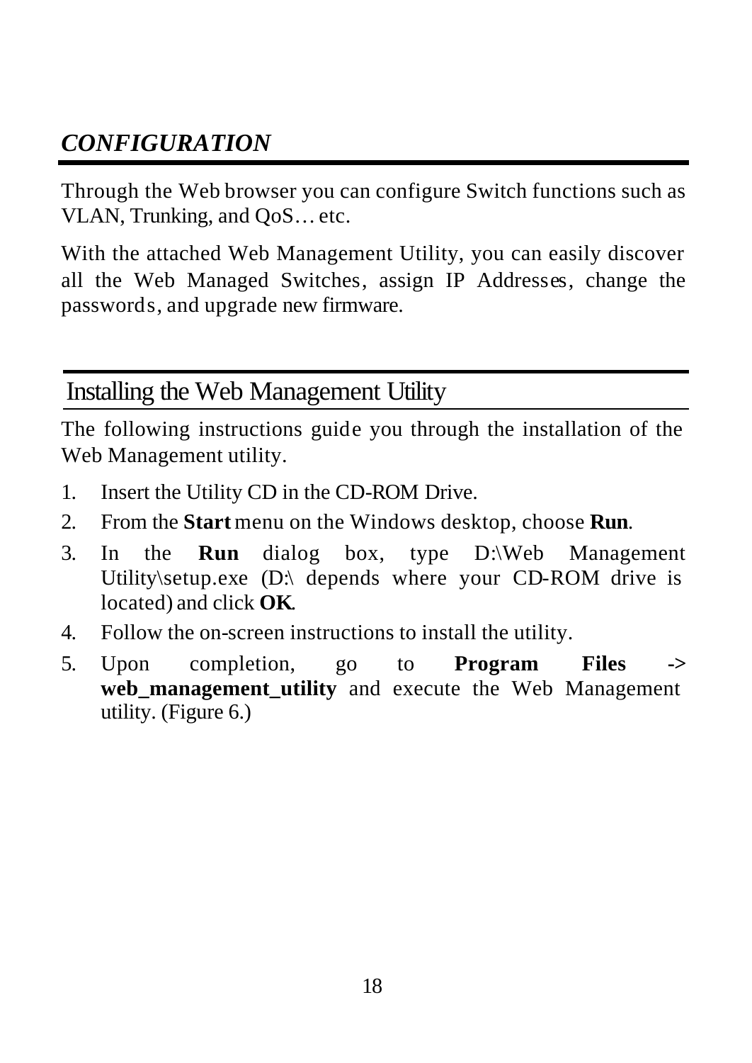# *CONFIGURATION*

Through the Web browser you can configure Switch functions such as VLAN, Trunking, and QoS… etc.

With the attached Web Management Utility, you can easily discover all the Web Managed Switches, assign IP Addresses, change the passwords, and upgrade new firmware.

## Installing the Web Management Utility

The following instructions guide you through the installation of the Web Management utility.

1. Insert the Utility CD in the CD-ROM Drive.
2. From the **Start** menu on the Windows desktop, choose **Run**.
3. In the **Run** dialog box, type D:\Web Management Utility\setup.exe (D:\ depends where your CD-ROM drive is located) and click **OK**.
4. Follow the on-screen instructions to install the utility.
5. Upon completion, go to **Program Files -> web_management_utility** and execute the Web Management utility. (Figure 6.)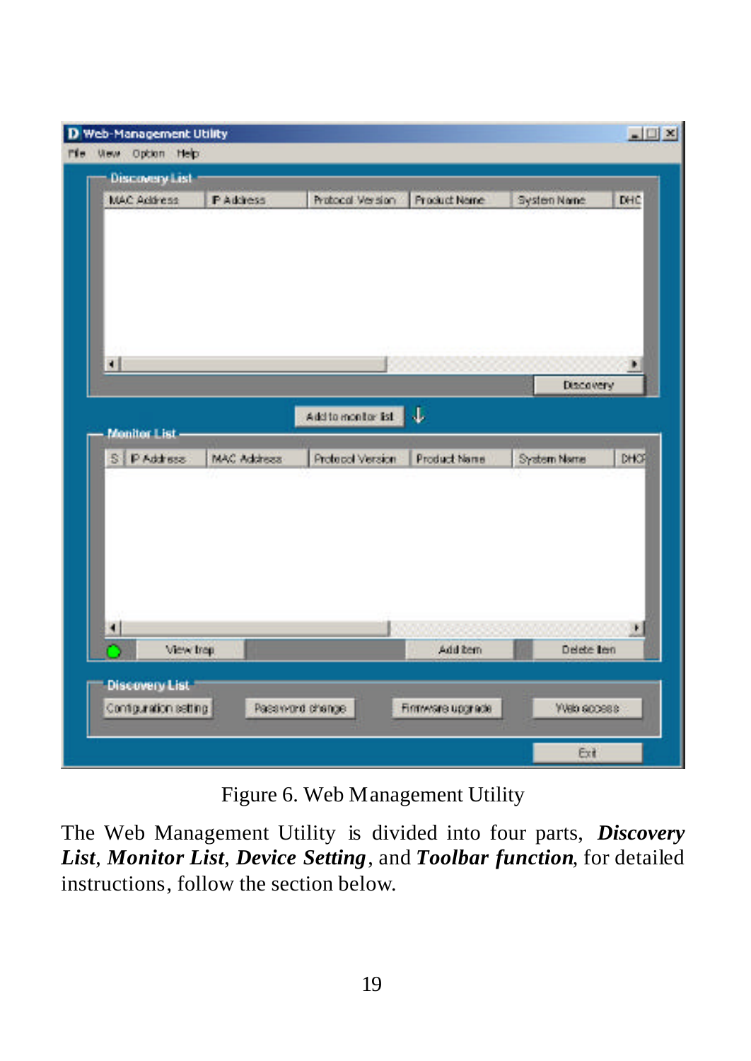Figure 6. Web Management Utility

The Web Management Utility is divided into four parts, ***Discovery List***, ***Monitor List***, ***Device Setting***, and ***Toolbar function***, for detailed instructions, follow the section below.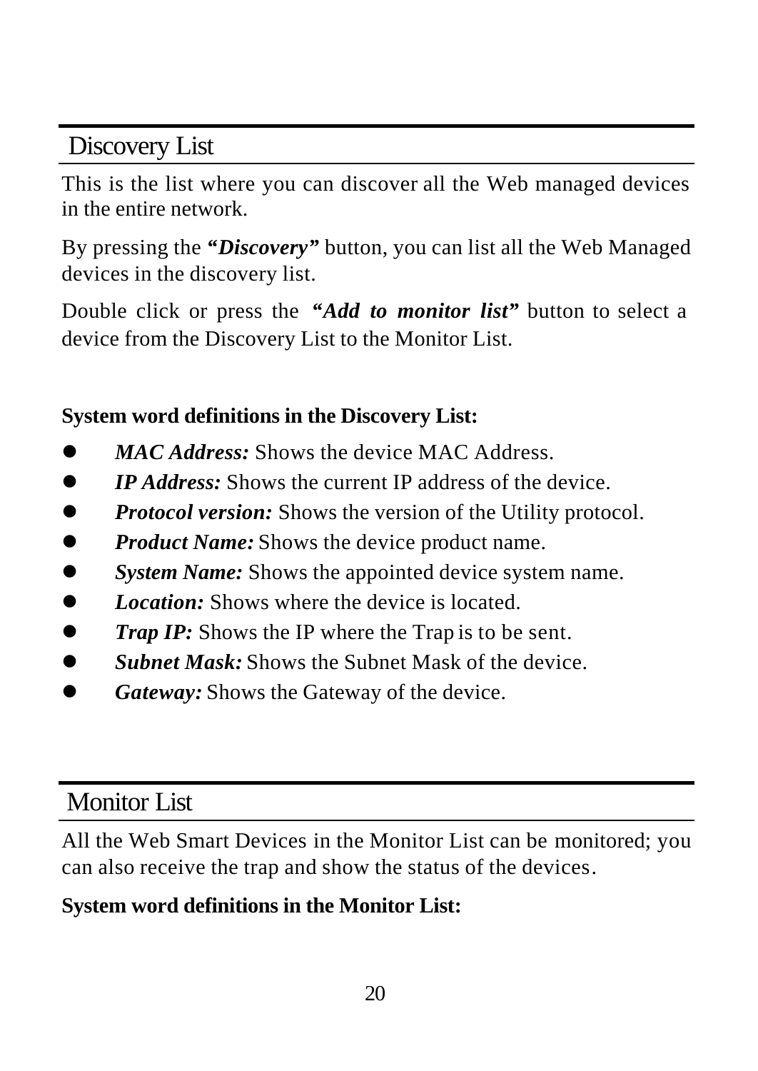## Discovery List

This is the list where you can discover all the Web managed devices in the entire network.

By pressing the ***"Discovery"*** button, you can list all the Web Managed devices in the discovery list.

Double click or press the ***"Add to monitor list"*** button to select a device from the Discovery List to the Monitor List.

**System word definitions in the Discovery List:**

- ***MAC Address:*** Shows the device MAC Address.
- ***IP Address:*** Shows the current IP address of the device.
- ***Protocol version:*** Shows the version of the Utility protocol.
- ***Product Name:*** Shows the device product name.
- ***System Name:*** Shows the appointed device system name.
- ***Location:*** Shows where the device is located.
- ***Trap IP:*** Shows the IP where the Trap is to be sent.
- ***Subnet Mask:*** Shows the Subnet Mask of the device.
- ***Gateway:*** Shows the Gateway of the device.

## Monitor List

All the Web Smart Devices in the Monitor List can be monitored; you can also receive the trap and show the status of the devices.

**System word definitions in the Monitor List:**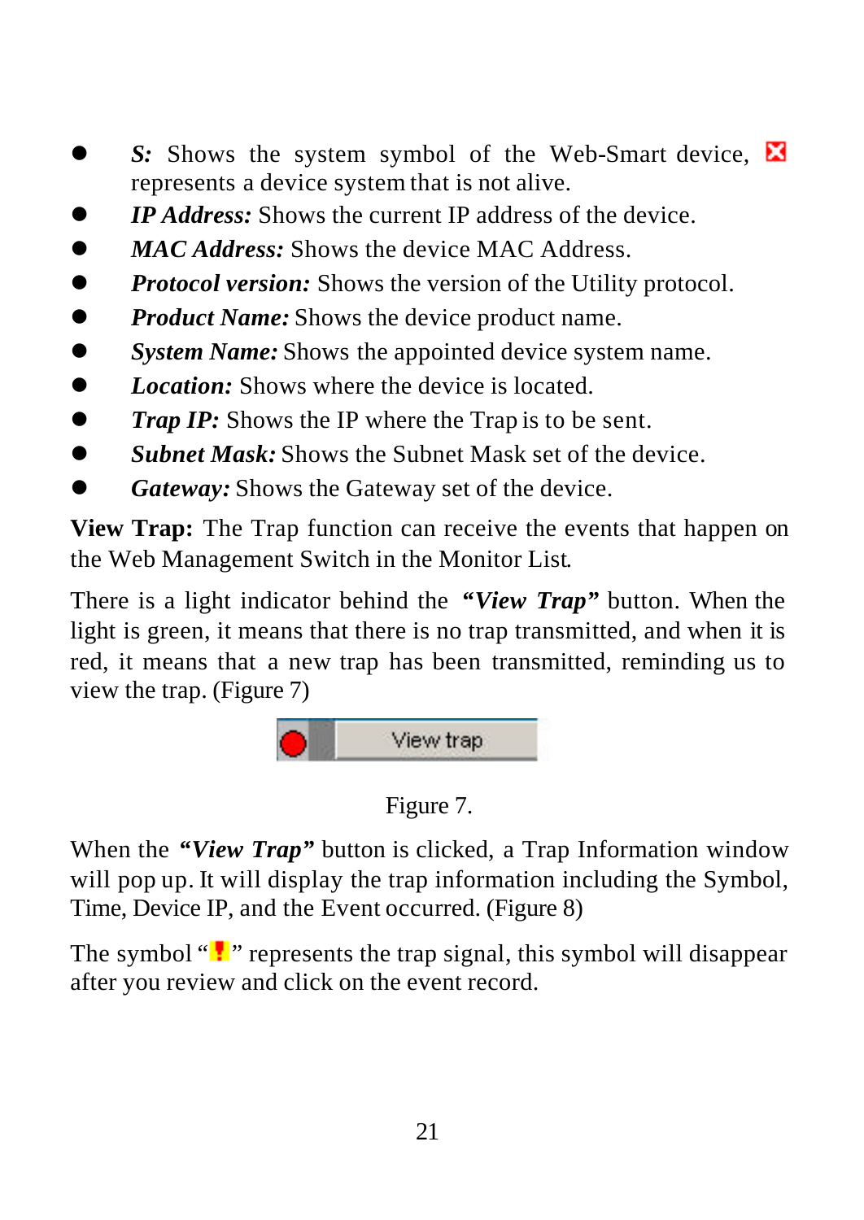- ***S:*** Shows the system symbol of the Web-Smart device, ☒ represents a device system that is not alive.
- ***IP Address:*** Shows the current IP address of the device.
- ***MAC Address:*** Shows the device MAC Address.
- ***Protocol version:*** Shows the version of the Utility protocol.
- ***Product Name:*** Shows the device product name.
- ***System Name:*** Shows the appointed device system name.
- ***Location:*** Shows where the device is located.
- ***Trap IP:*** Shows the IP where the Trap is to be sent.
- ***Subnet Mask:*** Shows the Subnet Mask set of the device.
- ***Gateway:*** Shows the Gateway set of the device.

**View Trap:** The Trap function can receive the events that happen on the Web Management Switch in the Monitor List.

There is a light indicator behind the ***"View Trap"*** button. When the light is green, it means that there is no trap transmitted, and when it is red, it means that a new trap has been transmitted, reminding us to view the trap. (Figure 7)

Figure 7.

When the ***"View Trap"*** button is clicked, a Trap Information window will pop up. It will display the trap information including the Symbol, Time, Device IP, and the Event occurred. (Figure 8)

The symbol "!" represents the trap signal, this symbol will disappear after you review and click on the event record.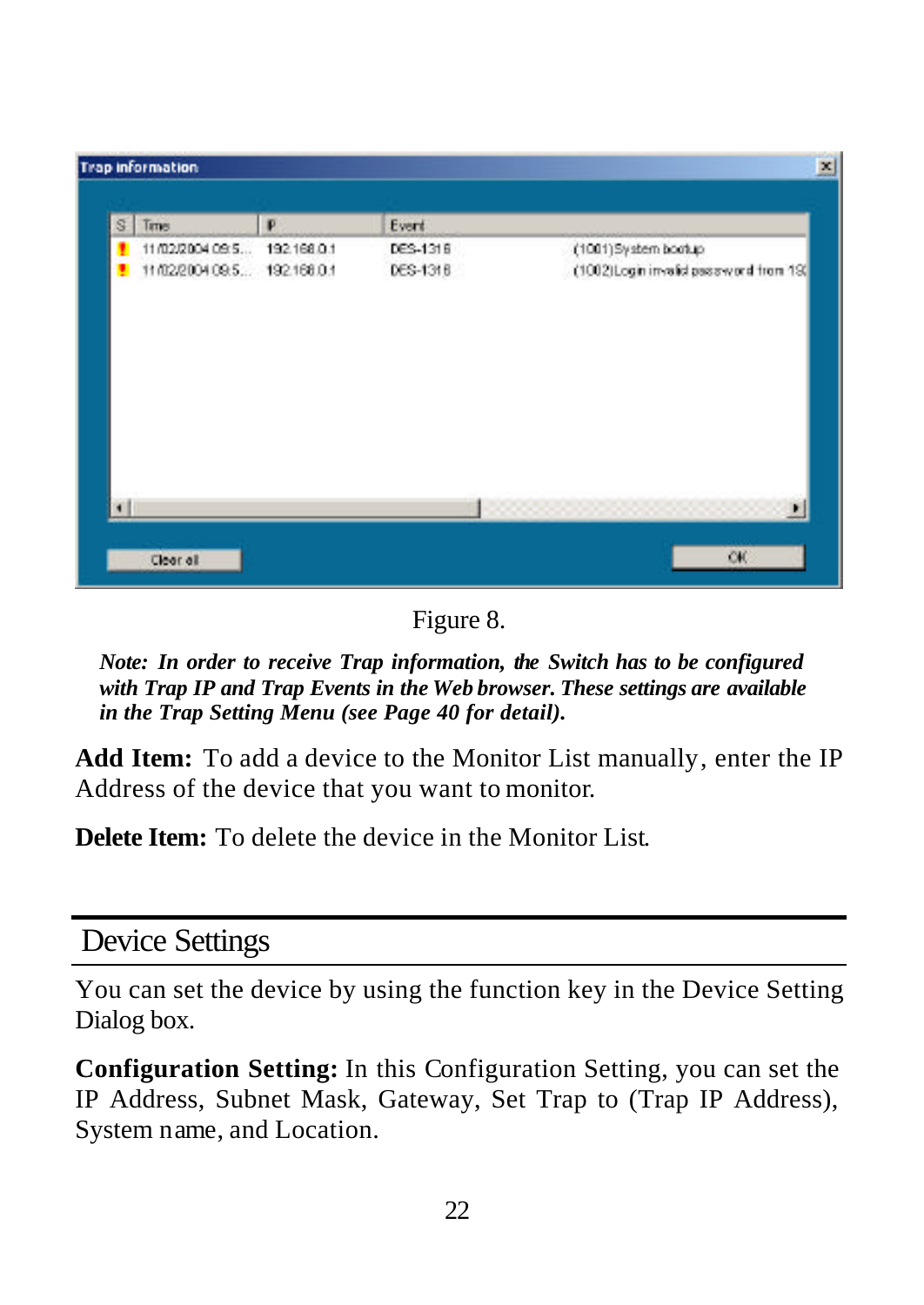Figure 8.

***Note: In order to receive Trap information, the Switch has to be configured with Trap IP and Trap Events in the Web browser. These settings are available in the Trap Setting Menu (see Page 40 for detail).***

**Add Item:** To add a device to the Monitor List manually, enter the IP Address of the device that you want to monitor.

**Delete Item:** To delete the device in the Monitor List.

## Device Settings

You can set the device by using the function key in the Device Setting Dialog box.

**Configuration Setting:** In this Configuration Setting, you can set the IP Address, Subnet Mask, Gateway, Set Trap to (Trap IP Address), System name, and Location.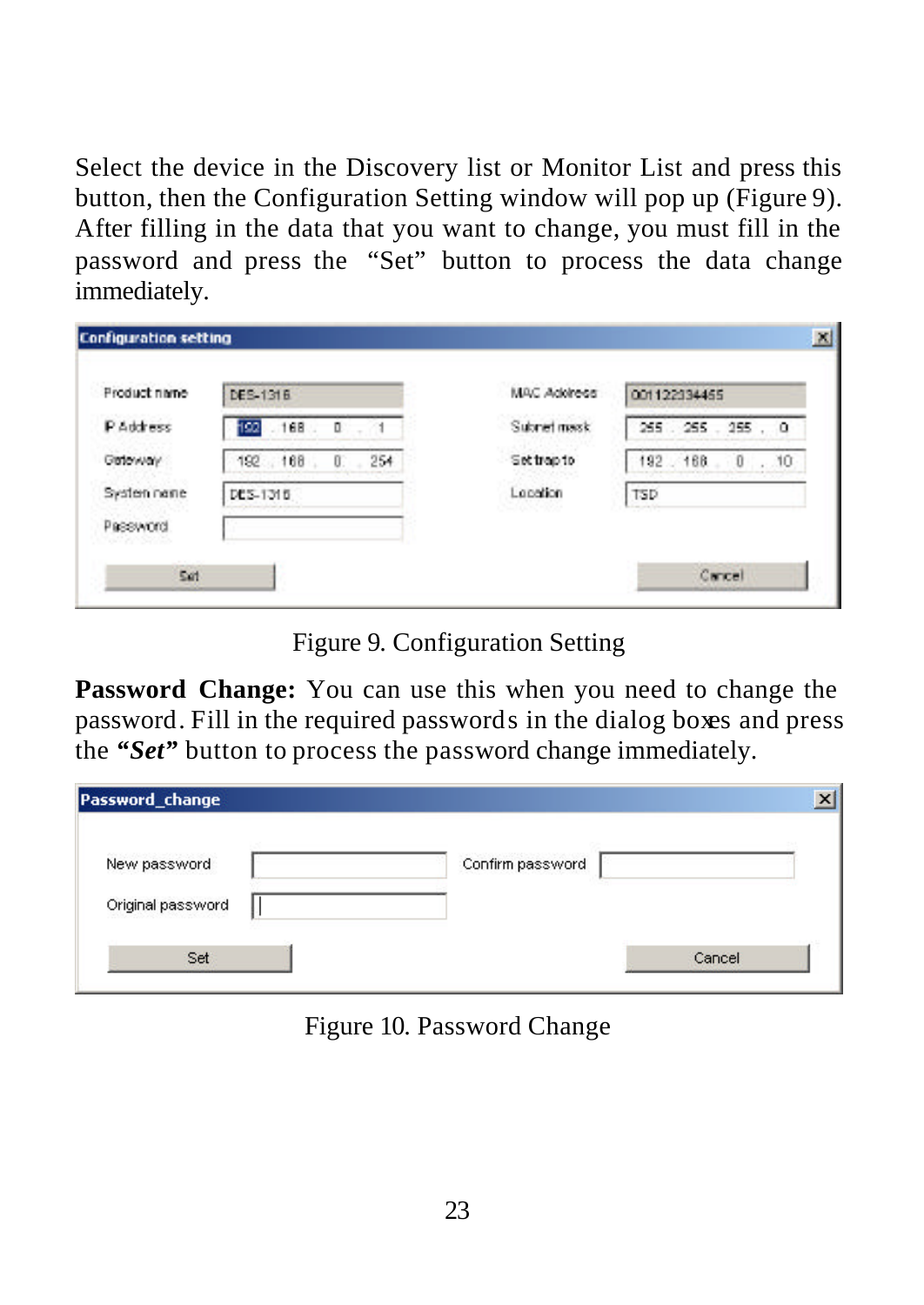Select the device in the Discovery list or Monitor List and press this button, then the Configuration Setting window will pop up (Figure 9). After filling in the data that you want to change, you must fill in the password and press the "Set" button to process the data change immediately.

Figure 9. Configuration Setting

**Password Change:** You can use this when you need to change the password. Fill in the required passwords in the dialog boxes and press the ***"Set"*** button to process the password change immediately.

Figure 10. Password Change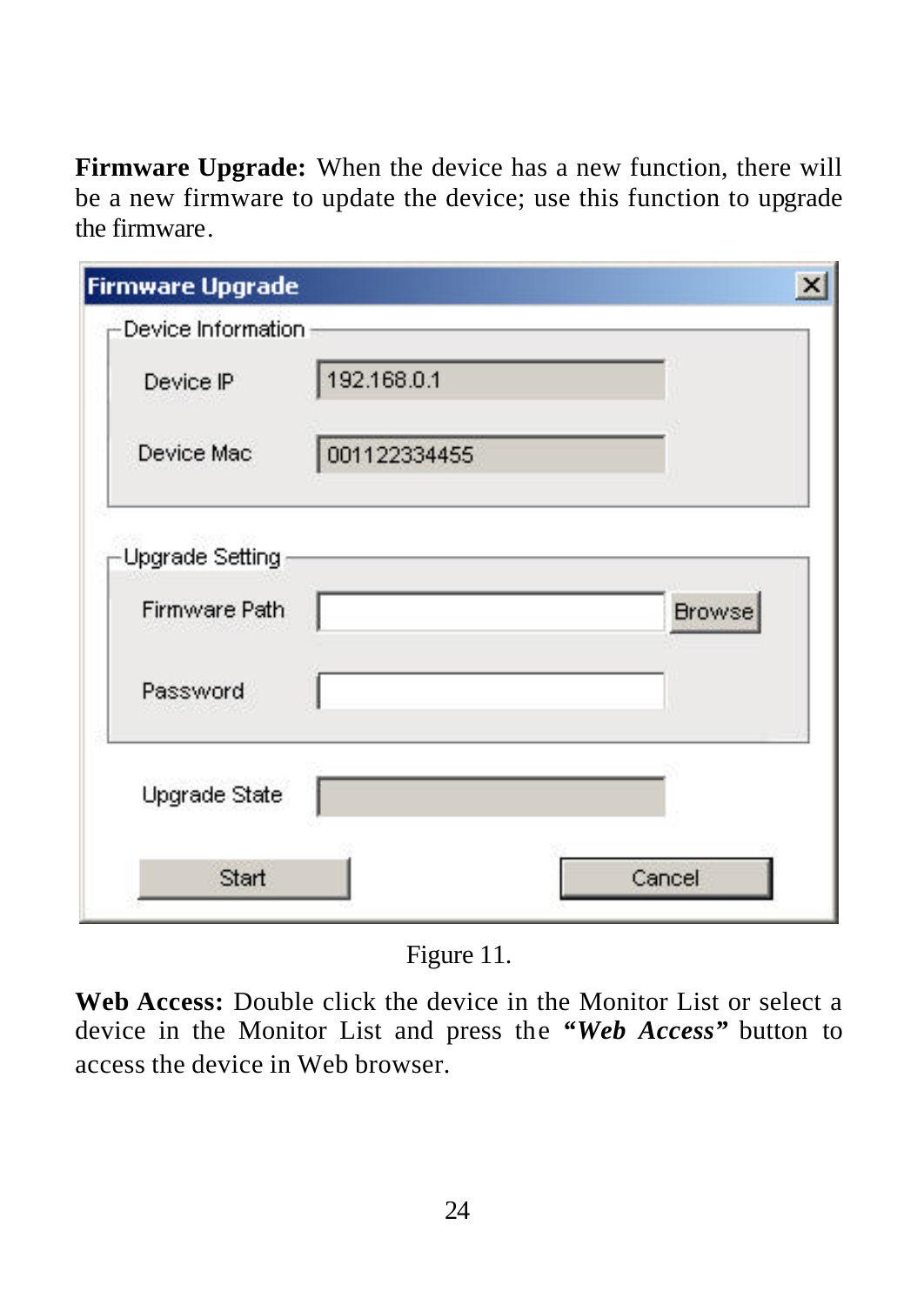**Firmware Upgrade:** When the device has a new function, there will be a new firmware to update the device; use this function to upgrade the firmware.

**Firmware Upgrade**

Device Information

- Device IP: 192.168.0.1
- Device Mac: 001122334455

Upgrade Setting

- Firmware Path: [Browse]
- Password:

Upgrade State:

[Start] [Cancel]

Figure 11.

**Web Access:** Double click the device in the Monitor List or select a device in the Monitor List and press the ***"Web Access"*** button to access the device in Web browser.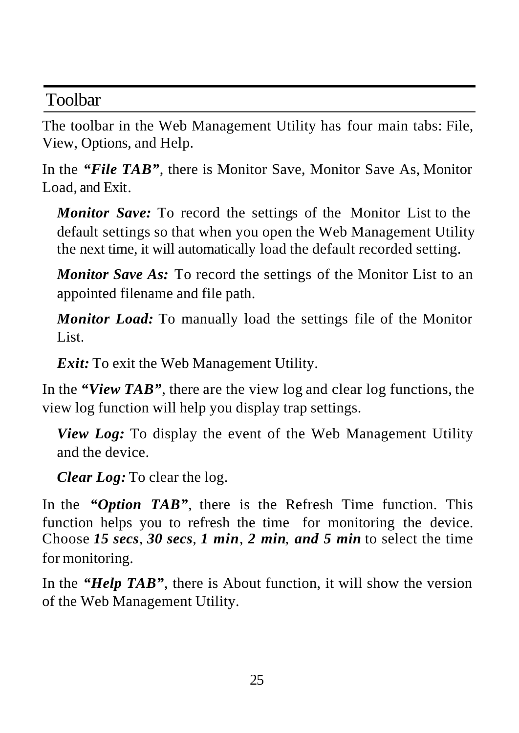## Toolbar

The toolbar in the Web Management Utility has four main tabs: File, View, Options, and Help.

In the ***"File TAB"***, there is Monitor Save, Monitor Save As, Monitor Load, and Exit.

***Monitor Save:*** To record the settings of the Monitor List to the default settings so that when you open the Web Management Utility the next time, it will automatically load the default recorded setting.

***Monitor Save As:*** To record the settings of the Monitor List to an appointed filename and file path.

***Monitor Load:*** To manually load the settings file of the Monitor List.

***Exit:*** To exit the Web Management Utility.

In the ***"View TAB"***, there are the view log and clear log functions, the view log function will help you display trap settings.

***View Log:*** To display the event of the Web Management Utility and the device.

***Clear Log:*** To clear the log.

In the ***"Option TAB"***, there is the Refresh Time function. This function helps you to refresh the time for monitoring the device. Choose ***15 secs***, ***30 secs***, ***1 min***, ***2 min, and 5 min*** to select the time for monitoring.

In the ***"Help TAB"***, there is About function, it will show the version of the Web Management Utility.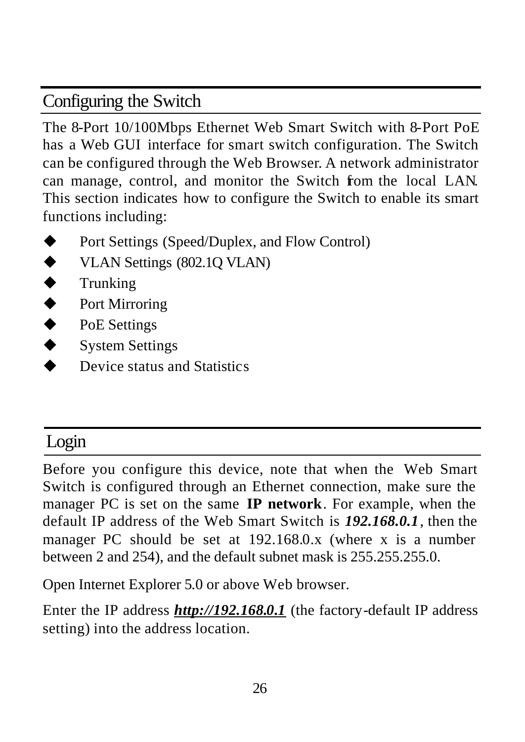## Configuring the Switch

The 8-Port 10/100Mbps Ethernet Web Smart Switch with 8-Port PoE has a Web GUI interface for smart switch configuration. The Switch can be configured through the Web Browser. A network administrator can manage, control, and monitor the Switch from the local LAN. This section indicates how to configure the Switch to enable its smart functions including:

- Port Settings (Speed/Duplex, and Flow Control)
- VLAN Settings (802.1Q VLAN)
- Trunking
- Port Mirroring
- PoE Settings
- System Settings
- Device status and Statistics

## Login

Before you configure this device, note that when the Web Smart Switch is configured through an Ethernet connection, make sure the manager PC is set on the same **IP network**. For example, when the default IP address of the Web Smart Switch is ***192.168.0.1***, then the manager PC should be set at 192.168.0.x (where x is a number between 2 and 254), and the default subnet mask is 255.255.255.0.

Open Internet Explorer 5.0 or above Web browser.

Enter the IP address ***http://192.168.0.1*** (the factory-default IP address setting) into the address location.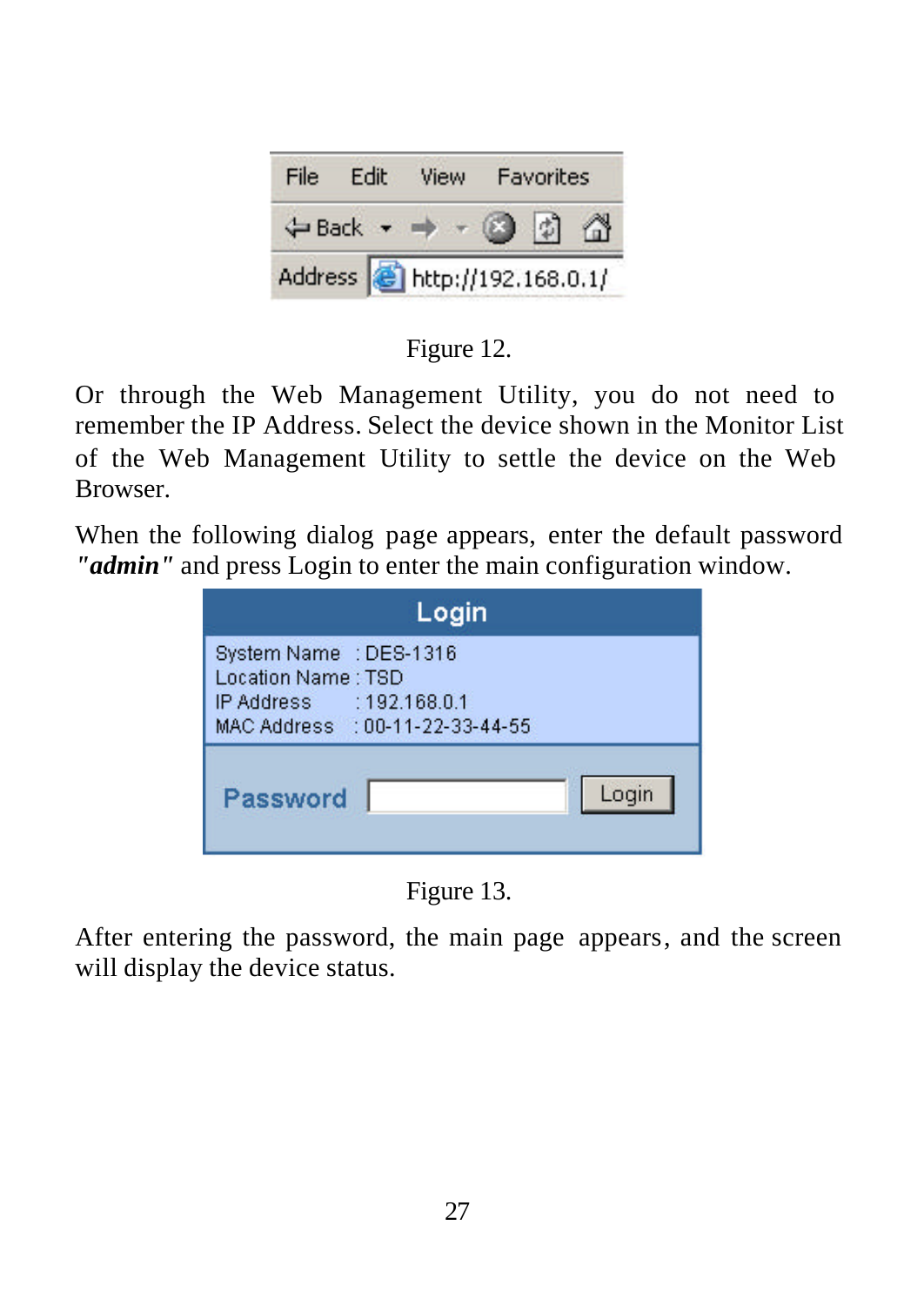Figure 12.

Or through the Web Management Utility, you do not need to remember the IP Address. Select the device shown in the Monitor List of the Web Management Utility to settle the device on the Web Browser.

When the following dialog page appears, enter the default password ***"admin"*** and press Login to enter the main configuration window.

Figure 13.

After entering the password, the main page appears, and the screen will display the device status.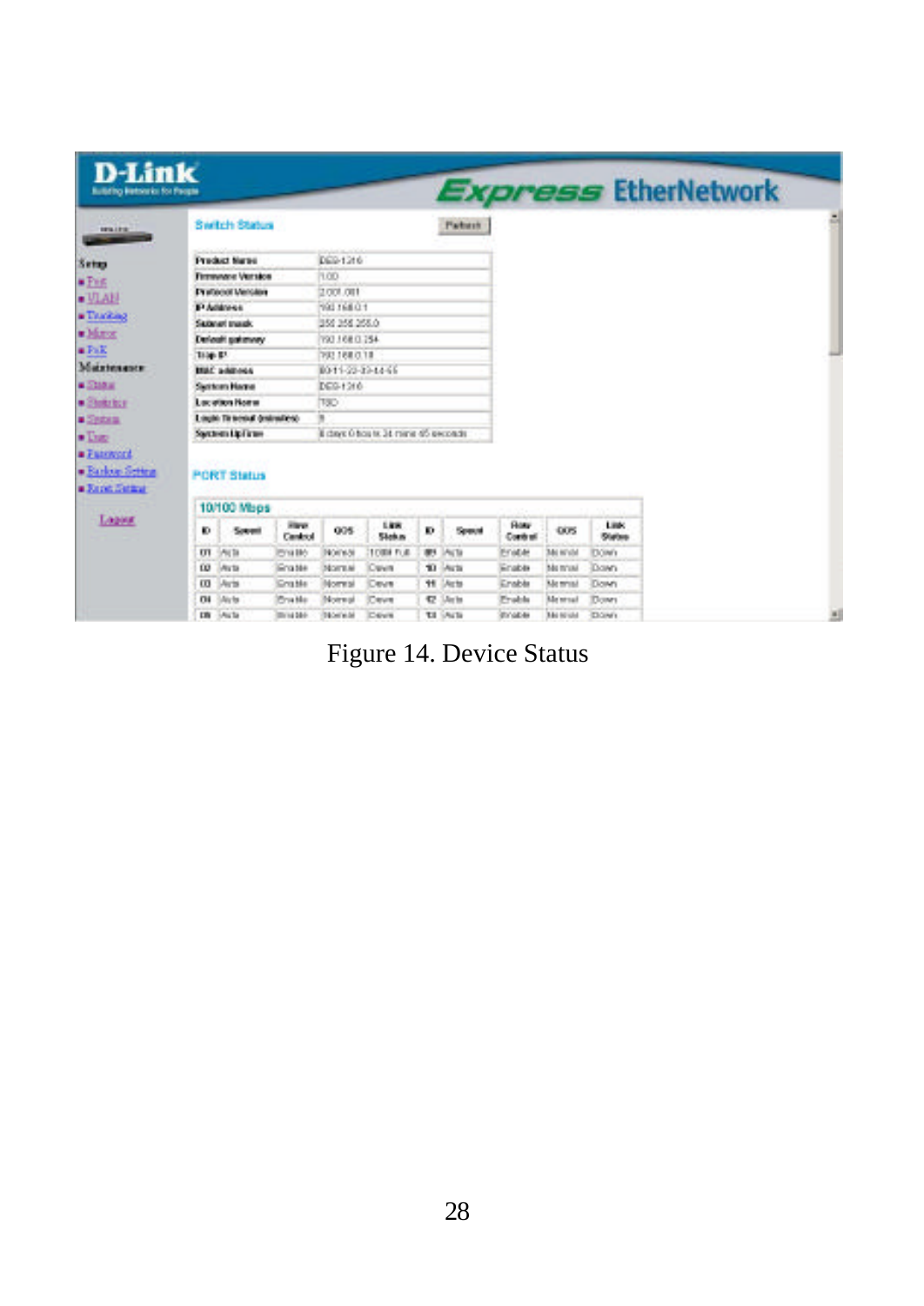Figure 14. Device Status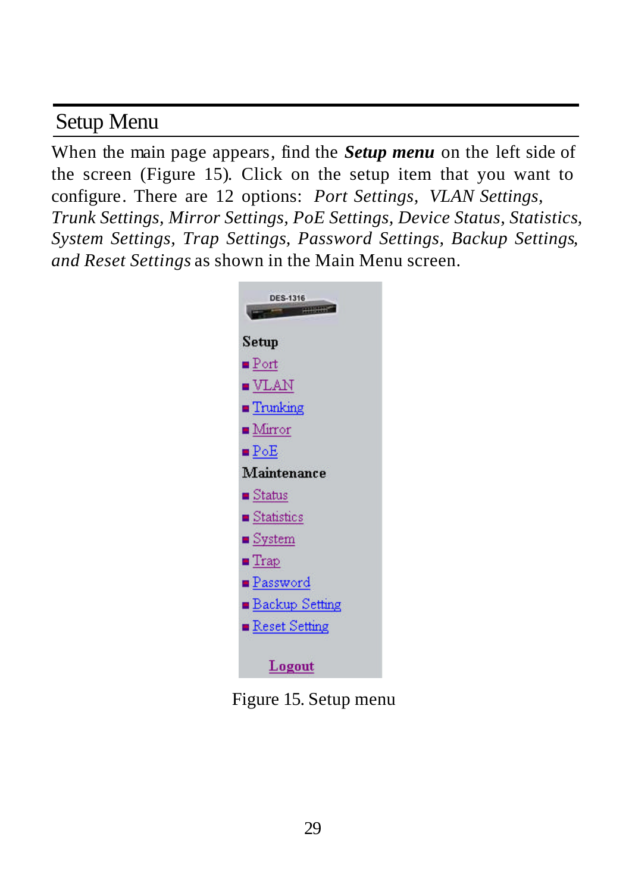## Setup Menu

When the main page appears, find the ***Setup menu*** on the left side of the screen (Figure 15). Click on the setup item that you want to configure. There are 12 options: *Port Settings*, *VLAN Settings*, *Trunk Settings*, *Mirror Settings*, *PoE Settings*, *Device Status*, *Statistics*, *System Settings*, *Trap Settings*, *Password Settings*, *Backup Settings*, *and Reset Settings* as shown in the Main Menu screen.

DES-1316

**Setup**

- Port
- VLAN
- Trunking
- Mirror
- PoE

**Maintenance**

- Status
- Statistics
- System
- Trap
- Password
- Backup Setting
- Reset Setting

**Logout**

Figure 15. Setup menu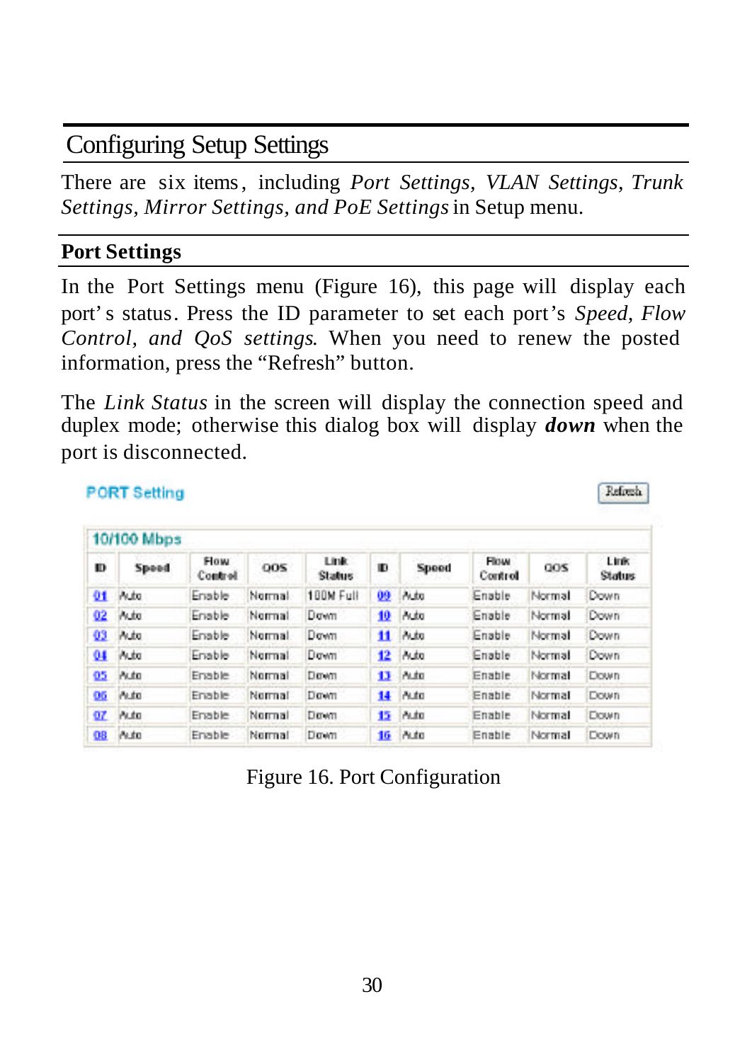## Configuring Setup Settings

There are six items, including *Port Settings, VLAN Settings, Trunk Settings, Mirror Settings, and PoE Settings* in Setup menu.

### Port Settings

In the Port Settings menu (Figure 16), this page will display each port's status. Press the ID parameter to set each port's *Speed, Flow Control, and QoS settings*. When you need to renew the posted information, press the "Refresh" button.

The *Link Status* in the screen will display the connection speed and duplex mode; otherwise this dialog box will display ***down*** when the port is disconnected.

PORT Setting

Refresh

10/100 Mbps

| ID | Speed | Flow Control | QOS | Link Status | ID | Speed | Flow Control | QOS | Link Status |
|---|---|---|---|---|---|---|---|---|---|
| 01 | Auto | Enable | Normal | 100M Full | 09 | Auto | Enable | Normal | Down |
| 02 | Auto | Enable | Normal | Down | 10 | Auto | Enable | Normal | Down |
| 03 | Auto | Enable | Normal | Down | 11 | Auto | Enable | Normal | Down |
| 04 | Auto | Enable | Normal | Down | 12 | Auto | Enable | Normal | Down |
| 05 | Auto | Enable | Normal | Down | 13 | Auto | Enable | Normal | Down |
| 06 | Auto | Enable | Normal | Down | 14 | Auto | Enable | Normal | Down |
| 07 | Auto | Enable | Normal | Down | 15 | Auto | Enable | Normal | Down |
| 08 | Auto | Enable | Normal | Down | 16 | Auto | Enable | Normal | Down |

Figure 16. Port Configuration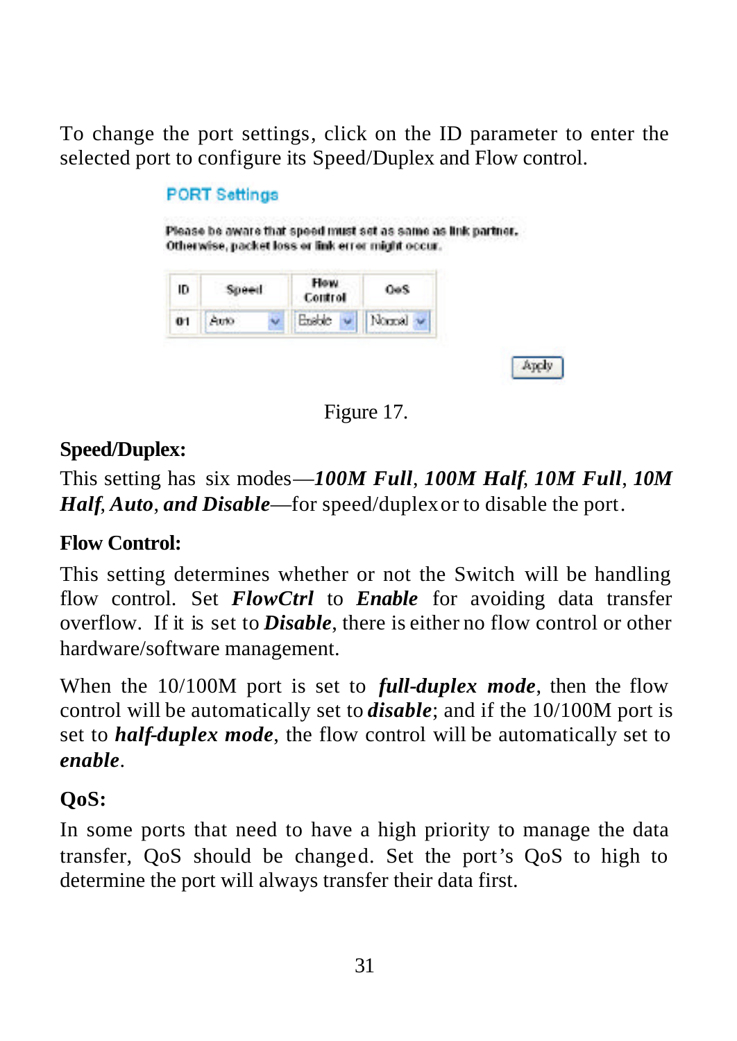To change the port settings, click on the ID parameter to enter the selected port to configure its Speed/Duplex and Flow control.

**PORT Settings**

Please be aware that speed must set as same as link partner. Otherwise, packet loss or link error might occur.

| ID | Speed | Flow Control | QoS |
|---|---|---|---|
| 01 | Auto | Enable | Normal |

Apply

Figure 17.

**Speed/Duplex:**

This setting has six modes—***100M Full***, ***100M Half***, ***10M Full***, ***10M Half***, ***Auto***, ***and Disable***—for speed/duplex or to disable the port.

**Flow Control:**

This setting determines whether or not the Switch will be handling flow control. Set ***FlowCtrl*** to ***Enable*** for avoiding data transfer overflow. If it is set to ***Disable***, there is either no flow control or other hardware/software management.

When the 10/100M port is set to ***full-duplex mode***, then the flow control will be automatically set to ***disable***; and if the 10/100M port is set to ***half-duplex mode***, the flow control will be automatically set to ***enable***.

**QoS:**

In some ports that need to have a high priority to manage the data transfer, QoS should be changed. Set the port's QoS to high to determine the port will always transfer their data first.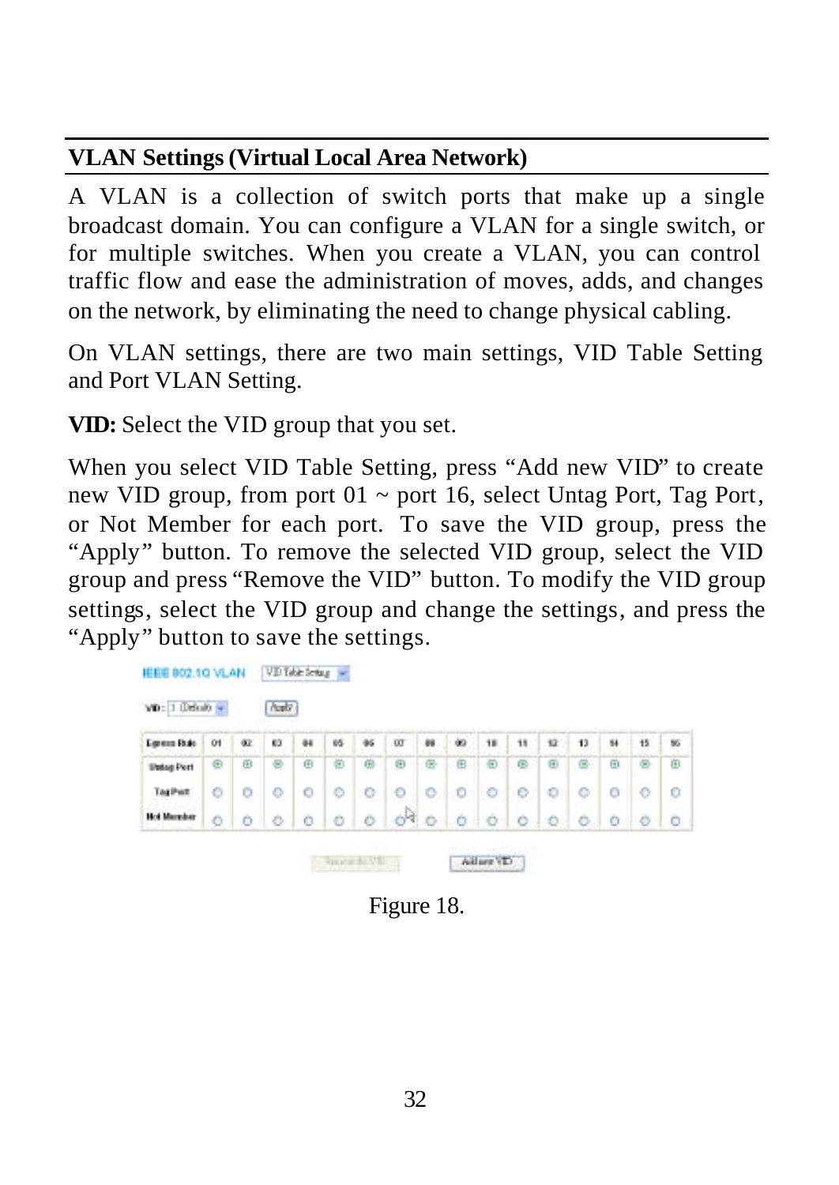## VLAN Settings (Virtual Local Area Network)

A VLAN is a collection of switch ports that make up a single broadcast domain. You can configure a VLAN for a single switch, or for multiple switches. When you create a VLAN, you can control traffic flow and ease the administration of moves, adds, and changes on the network, by eliminating the need to change physical cabling.

On VLAN settings, there are two main settings, VID Table Setting and Port VLAN Setting.

**VID:** Select the VID group that you set.

When you select VID Table Setting, press "Add new VID" to create new VID group, from port 01 ~ port 16, select Untag Port, Tag Port, or Not Member for each port. To save the VID group, press the "Apply" button. To remove the selected VID group, select the VID group and press "Remove the VID" button. To modify the VID group settings, select the VID group and change the settings, and press the "Apply" button to save the settings.

Figure 18.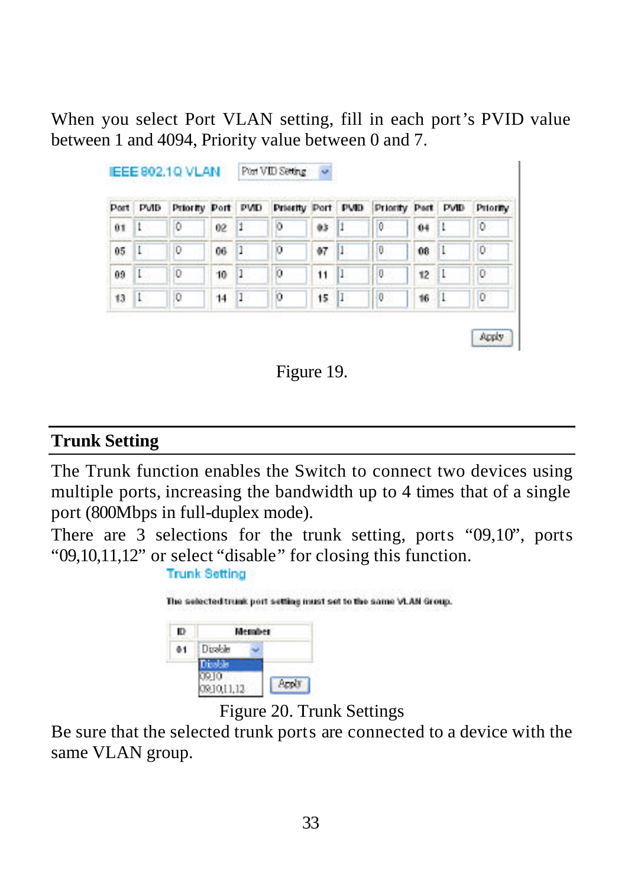When you select Port VLAN setting, fill in each port's PVID value between 1 and 4094, Priority value between 0 and 7.

IEEE 802.1Q VLAN | Port VID Setting

| Port | PVID | Priority | Port | PVID | Priority | Port | PVID | Priority | Port | PVID | Priority |
|---|---|---|---|---|---|---|---|---|---|---|---|
| 01 | 1 | 0 | 02 | 1 | 0 | 03 | 1 | 0 | 04 | 1 | 0 |
| 05 | 1 | 0 | 06 | 1 | 0 | 07 | 1 | 0 | 08 | 1 | 0 |
| 09 | 1 | 0 | 10 | 1 | 0 | 11 | 1 | 0 | 12 | 1 | 0 |
| 13 | 1 | 0 | 14 | 1 | 0 | 15 | 1 | 0 | 16 | 1 | 0 |

Apply

Figure 19.

## Trunk Setting

The Trunk function enables the Switch to connect two devices using multiple ports, increasing the bandwidth up to 4 times that of a single port (800Mbps in full-duplex mode).

There are 3 selections for the trunk setting, ports "09,10", ports "09,10,11,12" or select "disable" for closing this function.

Trunk Setting

The selected trunk port setting must set to the same VLAN Group.

| ID | Member |
|---|---|
| 01 | Disable (Disable / 09,10 / 09,10,11,12) |

Apply

Figure 20. Trunk Settings

Be sure that the selected trunk ports are connected to a device with the same VLAN group.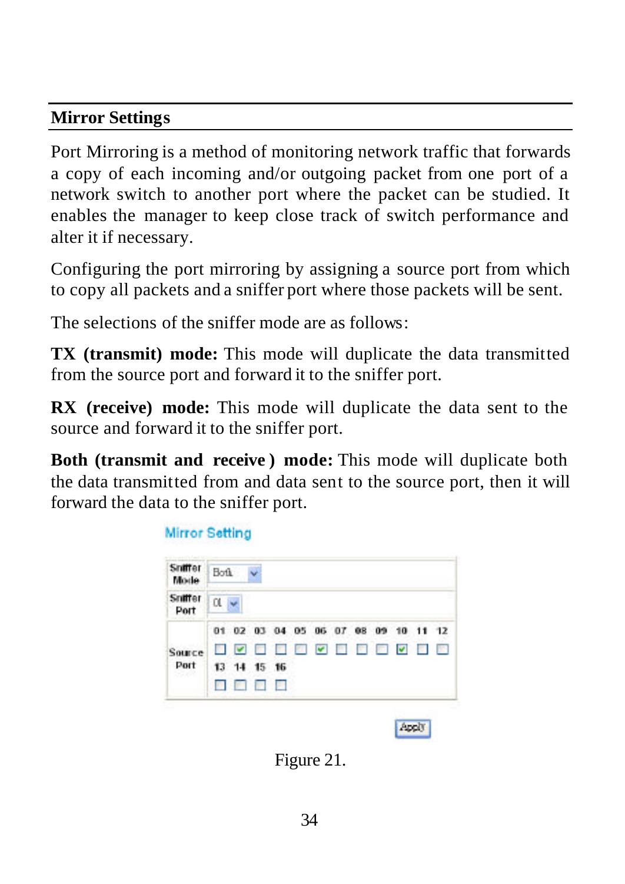## Mirror Settings

Port Mirroring is a method of monitoring network traffic that forwards a copy of each incoming and/or outgoing packet from one port of a network switch to another port where the packet can be studied. It enables the manager to keep close track of switch performance and alter it if necessary.

Configuring the port mirroring by assigning a source port from which to copy all packets and a sniffer port where those packets will be sent.

The selections of the sniffer mode are as follows:

**TX (transmit) mode:** This mode will duplicate the data transmitted from the source port and forward it to the sniffer port.

**RX (receive) mode:** This mode will duplicate the data sent to the source and forward it to the sniffer port.

**Both (transmit and receive) mode:** This mode will duplicate both the data transmitted from and data sent to the source port, then it will forward the data to the sniffer port.

Mirror Setting

| | |
|---|---|
| Sniffer Mode | Both |
| Sniffer Port | 01 |
| Source Port | 01 02 03 04 05 06 07 08 09 10 11 12 / 13 14 15 16 |

Apply

Figure 21.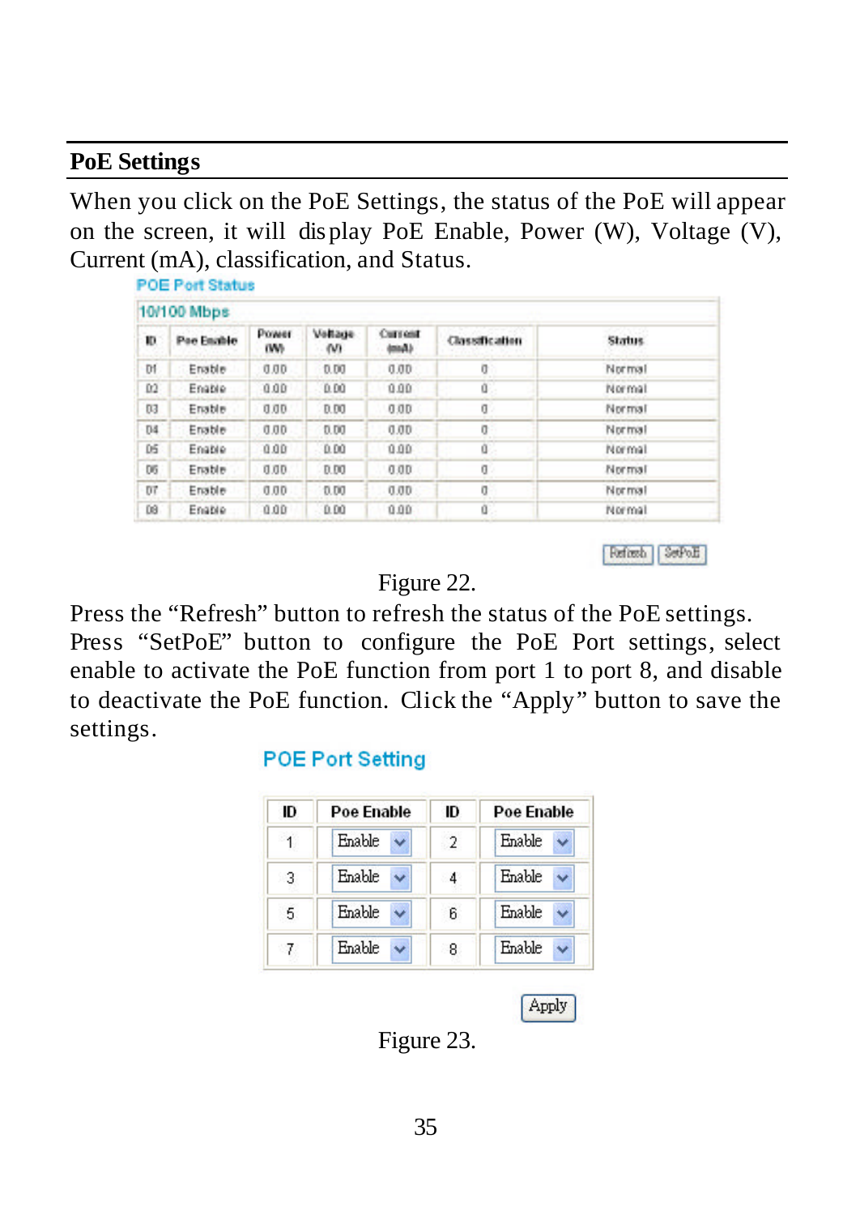## PoE Settings

When you click on the PoE Settings, the status of the PoE will appear on the screen, it will display PoE Enable, Power (W), Voltage (V), Current (mA), classification, and Status.

POE Port Status

10/100 Mbps

| ID | Poe Enable | Power (W) | Voltage (V) | Current (mA) | Classification | Status |
|---|---|---|---|---|---|---|
| 01 | Enable | 0.00 | 0.00 | 0.00 | 0 | Normal |
| 02 | Enable | 0.00 | 0.00 | 0.00 | 0 | Normal |
| 03 | Enable | 0.00 | 0.00 | 0.00 | 0 | Normal |
| 04 | Enable | 0.00 | 0.00 | 0.00 | 0 | Normal |
| 05 | Enable | 0.00 | 0.00 | 0.00 | 0 | Normal |
| 06 | Enable | 0.00 | 0.00 | 0.00 | 0 | Normal |
| 07 | Enable | 0.00 | 0.00 | 0.00 | 0 | Normal |
| 08 | Enable | 0.00 | 0.00 | 0.00 | 0 | Normal |

Refresh | SetPoE

Figure 22.

Press the "Refresh" button to refresh the status of the PoE settings. Press "SetPoE" button to configure the PoE Port settings, select enable to activate the PoE function from port 1 to port 8, and disable to deactivate the PoE function. Click the "Apply" button to save the settings.

POE Port Setting

| ID | Poe Enable | ID | Poe Enable |
|---|---|---|---|
| 1 | Enable | 2 | Enable |
| 3 | Enable | 4 | Enable |
| 5 | Enable | 6 | Enable |
| 7 | Enable | 8 | Enable |

Apply

Figure 23.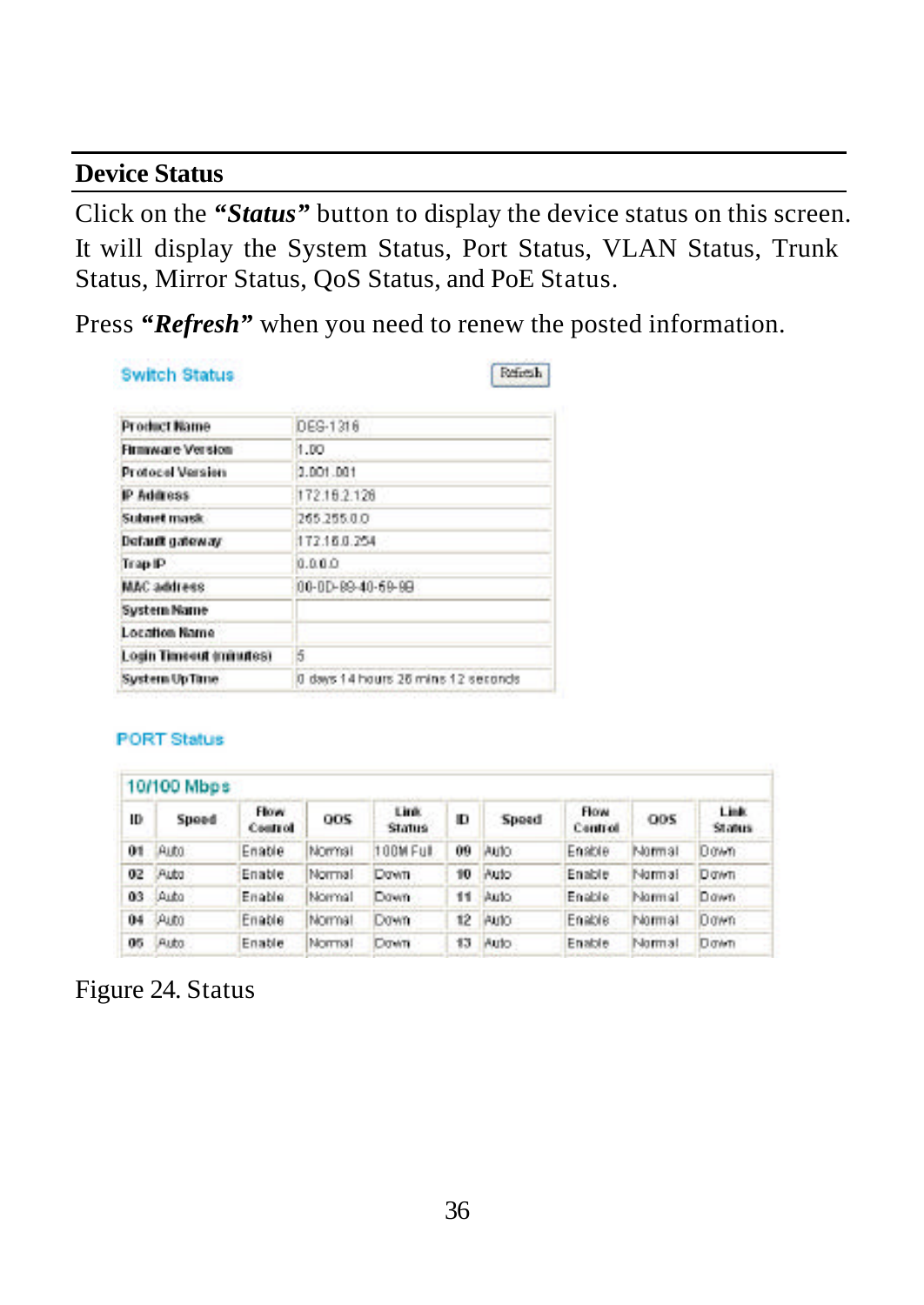## Device Status

Click on the ***"Status"*** button to display the device status on this screen. It will display the System Status, Port Status, VLAN Status, Trunk Status, Mirror Status, QoS Status, and PoE Status.

Press ***"Refresh"*** when you need to renew the posted information.

Switch Status

Refresh

| Product Name | DES-1316 |
|---|---|
| Firmware Version | 1.00 |
| Protocol Version | 2.001.001 |
| IP Address | 172.16.2.128 |
| Subnet mask | 255.255.0.0 |
| Default gateway | 172.16.0.254 |
| Trap IP | 0.0.0.0 |
| MAC address | 00-0D-88-40-59-9B |
| System Name | |
| Location Name | |
| Login Timeout (minutes) | 5 |
| System UpTime | 0 days 14 hours 26 mins 12 seconds |

PORT Status

10/100 Mbps

| ID | Speed | Flow Control | QOS | Link Status | ID | Speed | Flow Control | QOS | Link Status |
|---|---|---|---|---|---|---|---|---|---|
| 01 | Auto | Enable | Normal | 100M Full | 09 | Auto | Enable | Normal | Down |
| 02 | Auto | Enable | Normal | Down | 10 | Auto | Enable | Normal | Down |
| 03 | Auto | Enable | Normal | Down | 11 | Auto | Enable | Normal | Down |
| 04 | Auto | Enable | Normal | Down | 12 | Auto | Enable | Normal | Down |
| 05 | Auto | Enable | Normal | Down | 13 | Auto | Enable | Normal | Down |

Figure 24. Status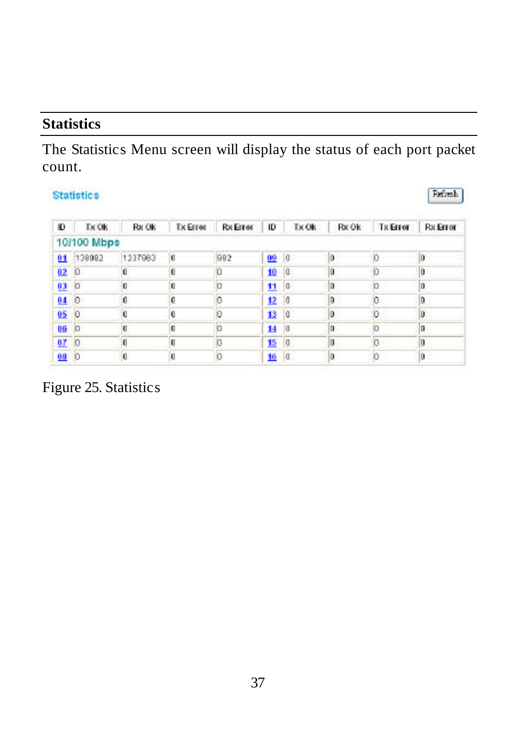## Statistics

The Statistics Menu screen will display the status of each port packet count.

Statistics

Refresh

| ID | Tx Ok | Rx Ok | Tx Error | Rx Error | ID | Tx Ok | Rx Ok | Tx Error | Rx Error |
|---|---|---|---|---|---|---|---|---|---|
| 10/100 Mbps | | | | | | | | | |
| 01 | 130082 | 1237963 | 0 | 982 | 09 | 0 | 0 | 0 | 0 |
| 02 | 0 | 0 | 0 | 0 | 10 | 0 | 0 | 0 | 0 |
| 03 | 0 | 0 | 0 | 0 | 11 | 0 | 0 | 0 | 0 |
| 04 | 0 | 0 | 0 | 0 | 12 | 0 | 0 | 0 | 0 |
| 05 | 0 | 0 | 0 | 0 | 13 | 0 | 0 | 0 | 0 |
| 06 | 0 | 0 | 0 | 0 | 14 | 0 | 0 | 0 | 0 |
| 07 | 0 | 0 | 0 | 0 | 15 | 0 | 0 | 0 | 0 |
| 08 | 0 | 0 | 0 | 0 | 16 | 0 | 0 | 0 | 0 |

Figure 25. Statistics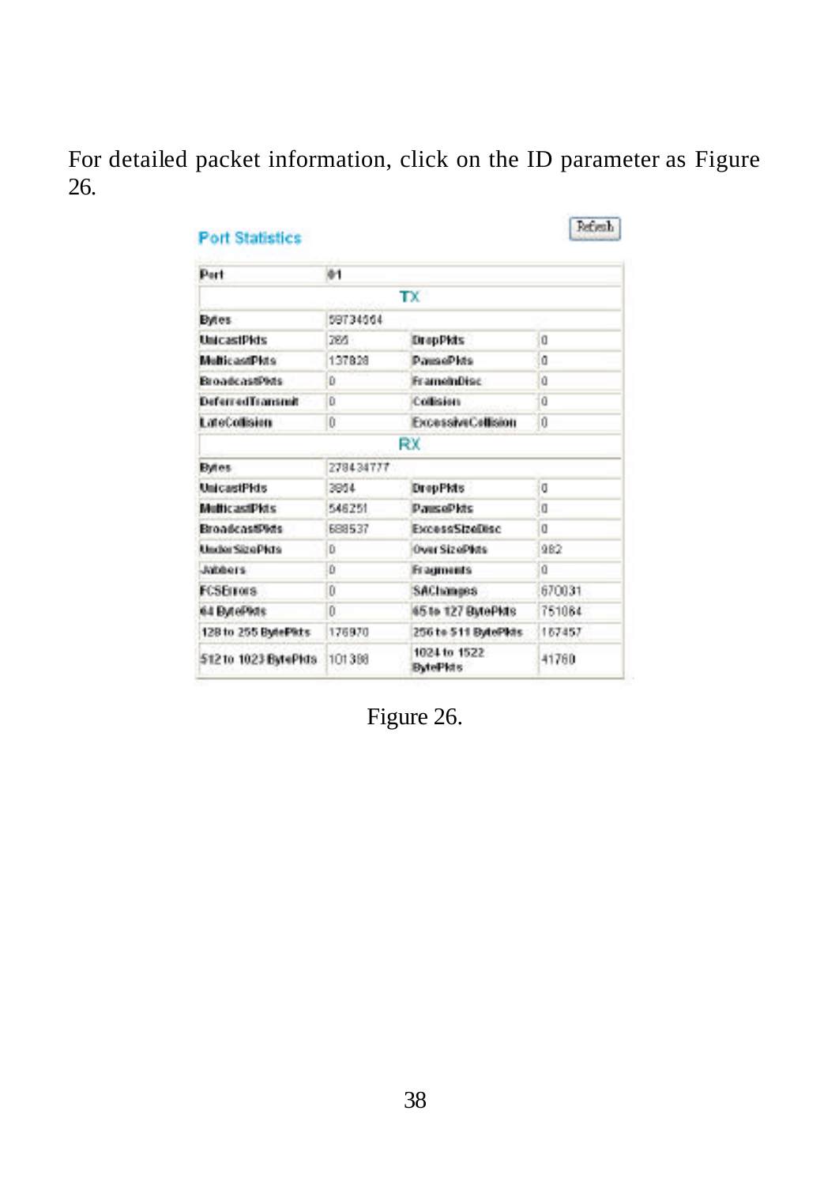For detailed packet information, click on the ID parameter as Figure 26.

**Port Statistics**

Refresh

| Port | 01 | | |
|---|---|---|---|
| | TX | | |
| Bytes | 59734564 | | |
| UnicastPkts | 285 | DropPkts | 0 |
| MulticastPkts | 137828 | PausePkts | 0 |
| BroadcastPkts | 0 | FrameInDisc | 0 |
| DeferredTransmit | 0 | Collision | 0 |
| LateCollision | 0 | ExcessiveCollision | 0 |
| | RX | | |
| Bytes | 278434777 | | |
| UnicastPkts | 3854 | DropPkts | 0 |
| MulticastPkts | 546251 | PausePkts | 0 |
| BroadcastPkts | 688537 | ExcessSizeDisc | 0 |
| UnderSizePkts | 0 | OverSizePkts | 982 |
| Jabbers | 0 | Fragments | 0 |
| FCSErrors | 0 | SAChanges | 670031 |
| 64 BytePkts | 0 | 65 to 127 BytePkts | 751084 |
| 128 to 255 BytePkts | 176970 | 256 to 511 BytePkts | 167457 |
| 512 to 1023 BytePkts | 101388 | 1024 to 1522 BytePkts | 41760 |

Figure 26.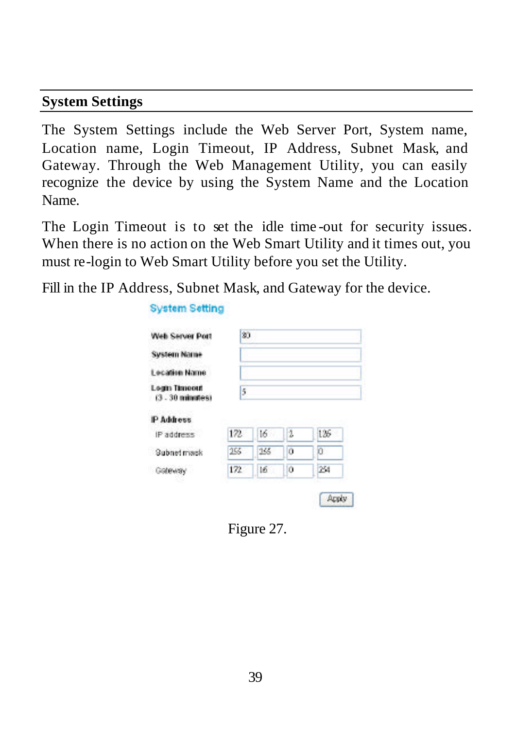## System Settings

The System Settings include the Web Server Port, System name, Location name, Login Timeout, IP Address, Subnet Mask, and Gateway. Through the Web Management Utility, you can easily recognize the device by using the System Name and the Location Name.

The Login Timeout is to set the idle time-out for security issues. When there is no action on the Web Smart Utility and it times out, you must re-login to Web Smart Utility before you set the Utility.

Fill in the IP Address, Subnet Mask, and Gateway for the device.

**System Setting**

| | |
|---|---|
| Web Server Port | 80 |
| System Name | |
| Location Name | |
| Login Timeout (3 - 30 minutes) | 5 |

**IP Address**

| | | | | |
|---|---|---|---|---|
| IP address | 172 | 16 | 1 | 126 |
| Subnet mask | 255 | 255 | 0 | 0 |
| Gateway | 172 | 16 | 0 | 254 |

Apply

Figure 27.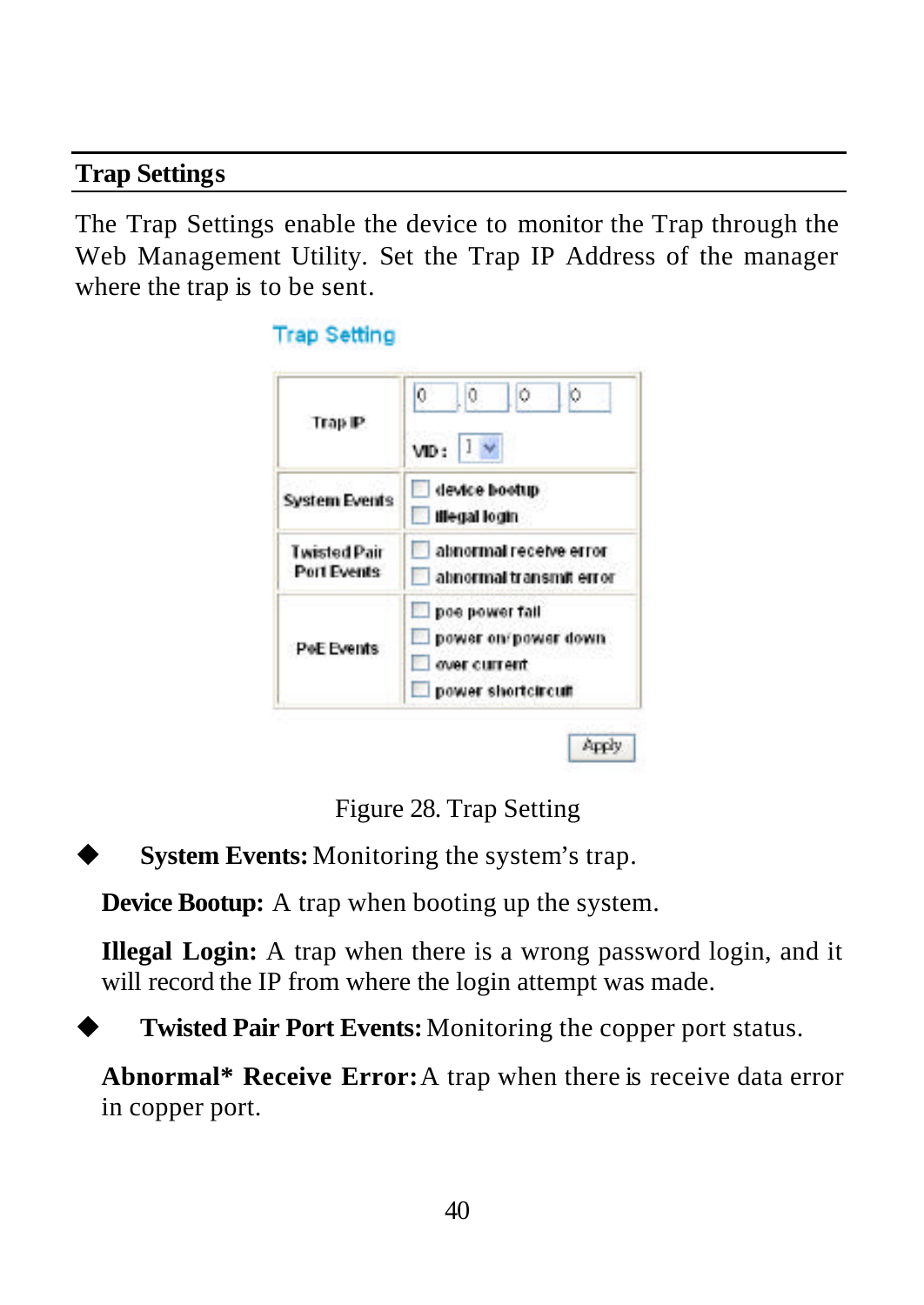## Trap Settings

The Trap Settings enable the device to monitor the Trap through the Web Management Utility. Set the Trap IP Address of the manager where the trap is to be sent.

**Trap Setting**

| | |
|---|---|
| Trap IP | 0 . 0 . 0 . 0  VID: 1 |
| System Events | ☐ device bootup ☐ illegal login |
| Twisted Pair Port Events | ☐ abnormal receive error ☐ abnormal transmit error |
| PoE Events | ☐ poe power fail ☐ power on/power down ☐ over current ☐ power shortcircuit |

Apply

Figure 28. Trap Setting

- **System Events:** Monitoring the system's trap.

  **Device Bootup:** A trap when booting up the system.

  **Illegal Login:** A trap when there is a wrong password login, and it will record the IP from where the login attempt was made.

- **Twisted Pair Port Events:** Monitoring the copper port status.

  **Abnormal* Receive Error:** A trap when there is receive data error in copper port.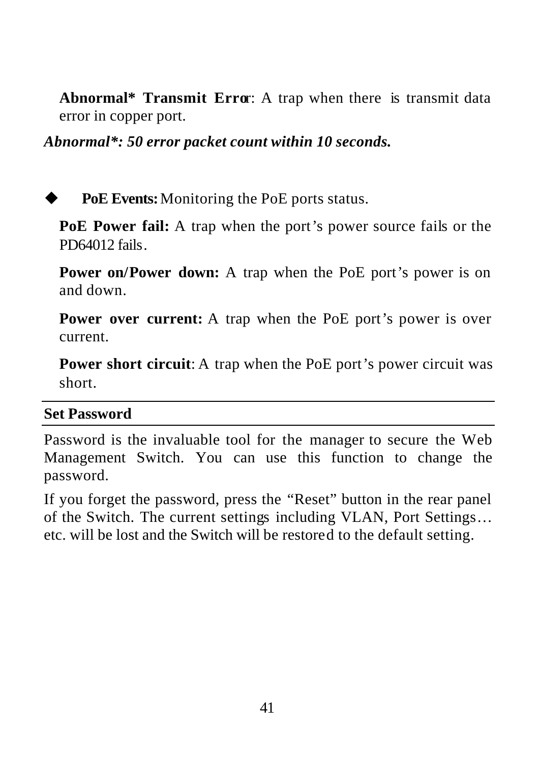**Abnormal* Transmit Error**: A trap when there is transmit data error in copper port.

***Abnormal*: 50 error packet count within 10 seconds.***

- **PoE Events:** Monitoring the PoE ports status.

  **PoE Power fail:** A trap when the port's power source fails or the PD64012 fails.

  **Power on/Power down:** A trap when the PoE port's power is on and down.

  **Power over current:** A trap when the PoE port's power is over current.

  **Power short circuit**: A trap when the PoE port's power circuit was short.

## Set Password

Password is the invaluable tool for the manager to secure the Web Management Switch. You can use this function to change the password.

If you forget the password, press the "Reset" button in the rear panel of the Switch. The current settings including VLAN, Port Settings… etc. will be lost and the Switch will be restored to the default setting.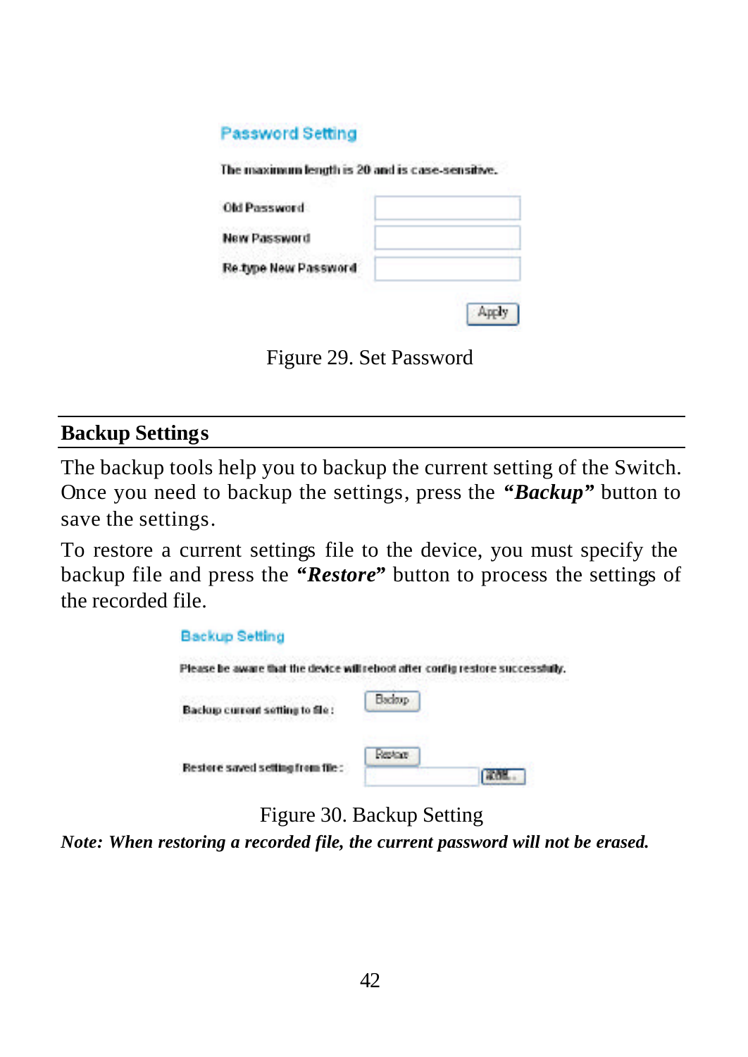Password Setting

The maximum length is 20 and is case-sensitive.

Old Password

New Password

Re-type New Password

Apply

Figure 29. Set Password

## Backup Settings

The backup tools help you to backup the current setting of the Switch. Once you need to backup the settings, press the ***"Backup"*** button to save the settings.

To restore a current settings file to the device, you must specify the backup file and press the ***"Restore"*** button to process the settings of the recorded file.

Backup Setting

Please be aware that the device will reboot after config restore successfully.

Backup current setting to file : Backup

Restore saved setting from file : Restore

Figure 30. Backup Setting

***Note: When restoring a recorded file, the current password will not be erased.***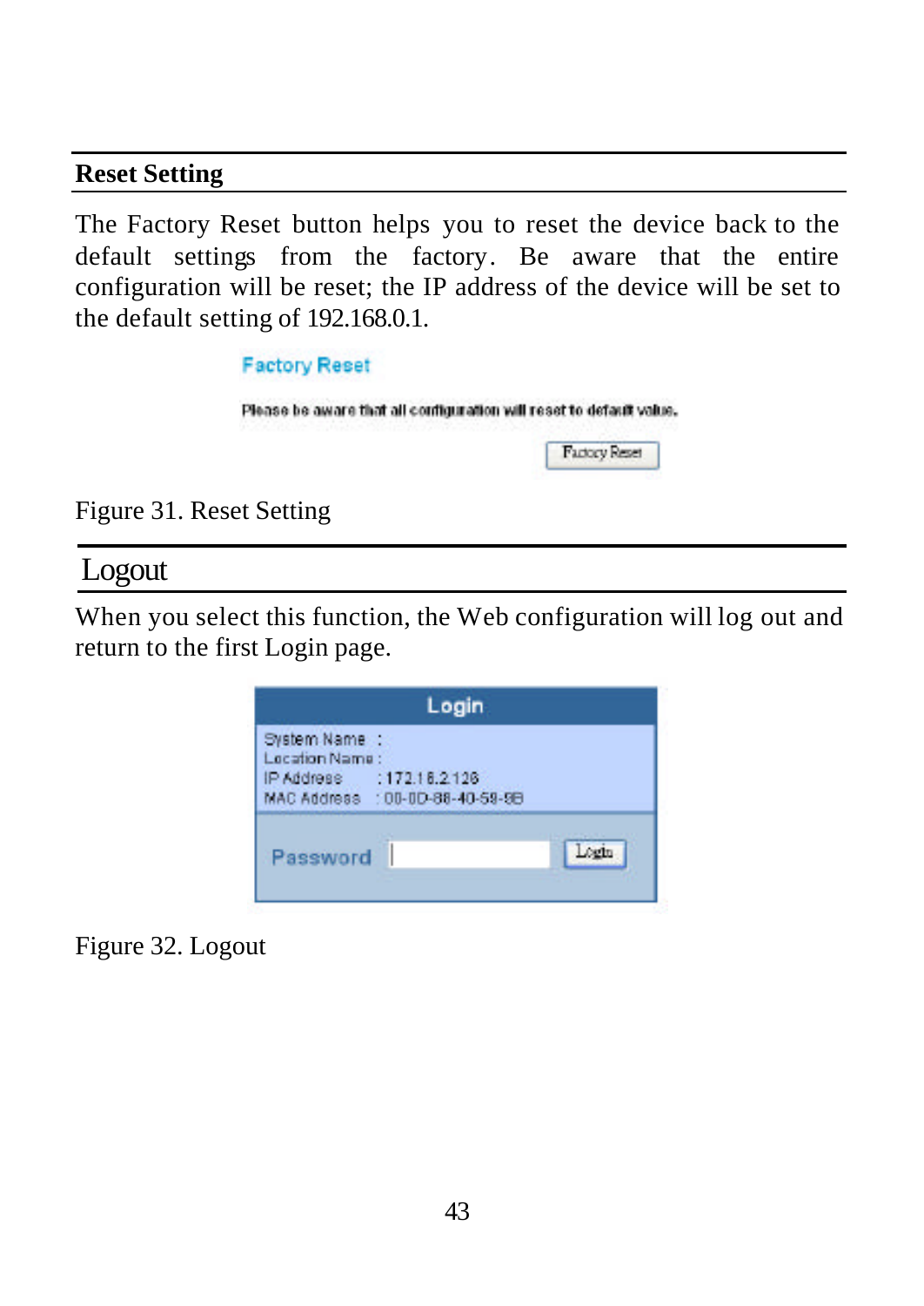## Reset Setting

The Factory Reset button helps you to reset the device back to the default settings from the factory. Be aware that the entire configuration will be reset; the IP address of the device will be set to the default setting of 192.168.0.1.

Factory Reset

Please be aware that all configuration will reset to default value.

Factory Reset

Figure 31. Reset Setting

## Logout

When you select this function, the Web configuration will log out and return to the first Login page.

Login

System Name :
Location Name :
IP Address : 172.16.2.126
MAC Address : 00-0D-88-40-59-9B

Password Login

Figure 32. Logout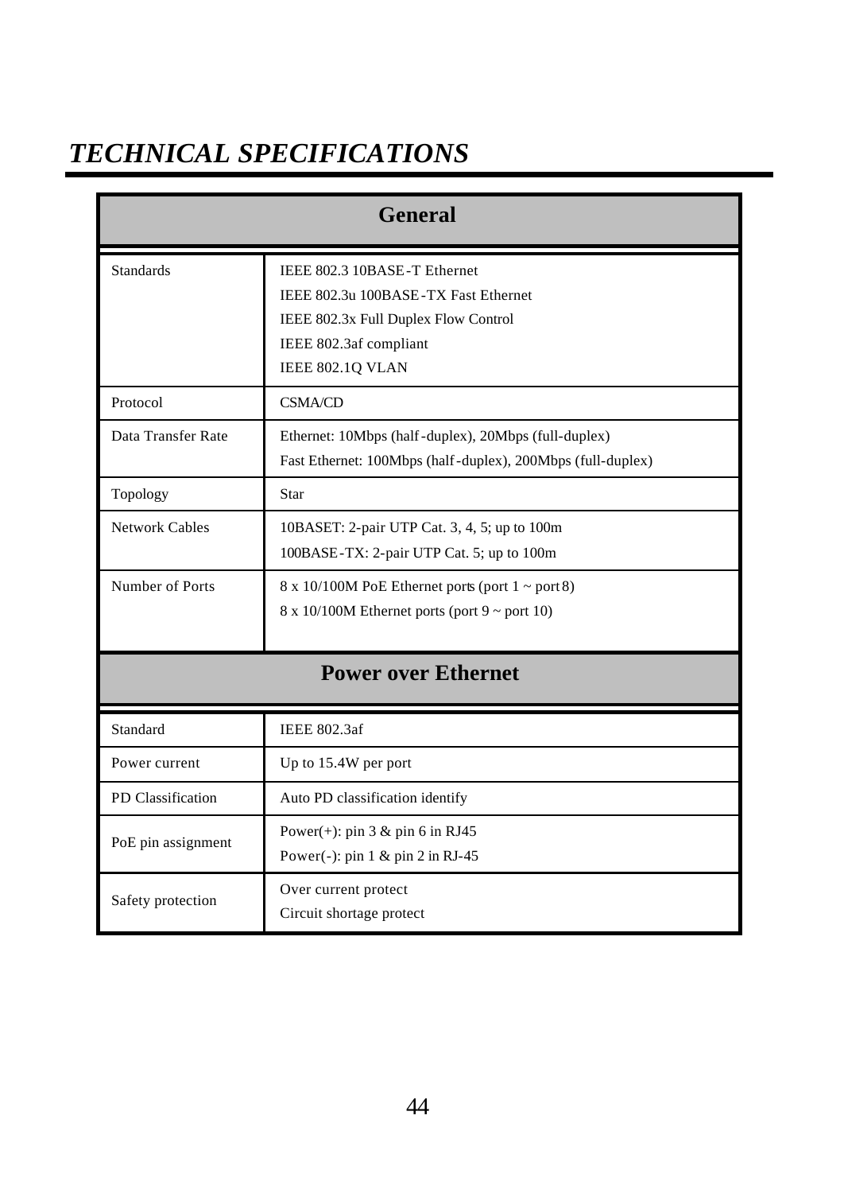# *TECHNICAL SPECIFICATIONS*

| General | |
|---|---|
| Standards | IEEE 802.3 10BASE-T Ethernet<br>IEEE 802.3u 100BASE-TX Fast Ethernet<br>IEEE 802.3x Full Duplex Flow Control<br>IEEE 802.3af compliant<br>IEEE 802.1Q VLAN |
| Protocol | CSMA/CD |
| Data Transfer Rate | Ethernet: 10Mbps (half-duplex), 20Mbps (full-duplex)<br>Fast Ethernet: 100Mbps (half-duplex), 200Mbps (full-duplex) |
| Topology | Star |
| Network Cables | 10BASET: 2-pair UTP Cat. 3, 4, 5; up to 100m<br>100BASE-TX: 2-pair UTP Cat. 5; up to 100m |
| Number of Ports | 8 x 10/100M PoE Ethernet ports (port 1 ~ port 8)<br>8 x 10/100M Ethernet ports (port 9 ~ port 10) |

| Power over Ethernet | |
|---|---|
| Standard | IEEE 802.3af |
| Power current | Up to 15.4W per port |
| PD Classification | Auto PD classification identify |
| PoE pin assignment | Power(+): pin 3 & pin 6 in RJ45<br>Power(-): pin 1 & pin 2 in RJ-45 |
| Safety protection | Over current protect<br>Circuit shortage protect |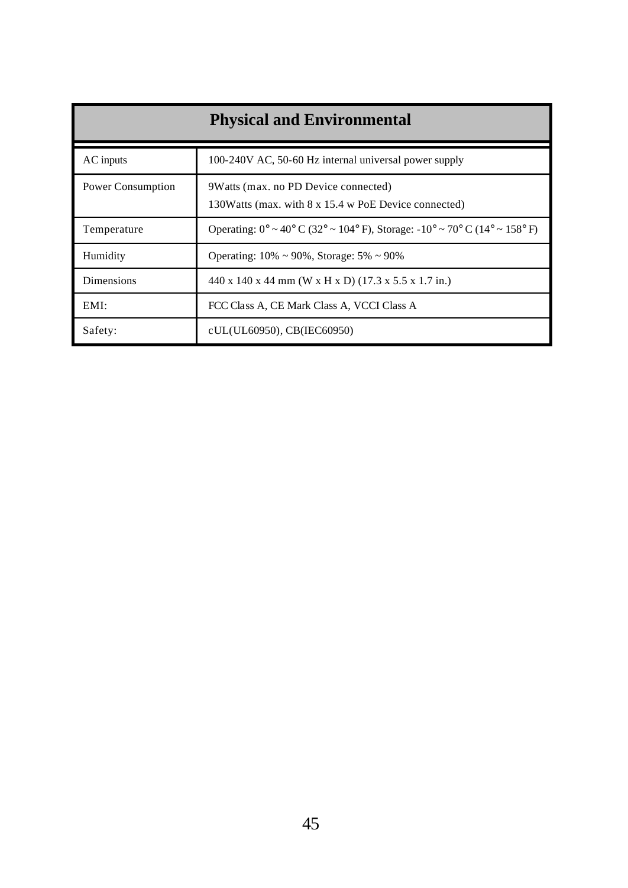| Physical and Environmental | |
|---|---|
| AC inputs | 100-240V AC, 50-60 Hz internal universal power supply |
| Power Consumption | 9Watts (max. no PD Device connected)<br>130Watts (max. with 8 x 15.4 w PoE Device connected) |
| Temperature | Operating: 0° ~ 40° C (32° ~ 104° F), Storage: -10° ~ 70° C (14° ~ 158° F) |
| Humidity | Operating: 10% ~ 90%, Storage: 5% ~ 90% |
| Dimensions | 440 x 140 x 44 mm (W x H x D) (17.3 x 5.5 x 1.7 in.) |
| EMI: | FCC Class A, CE Mark Class A, VCCI Class A |
| Safety: | cUL(UL60950), CB(IEC60950) |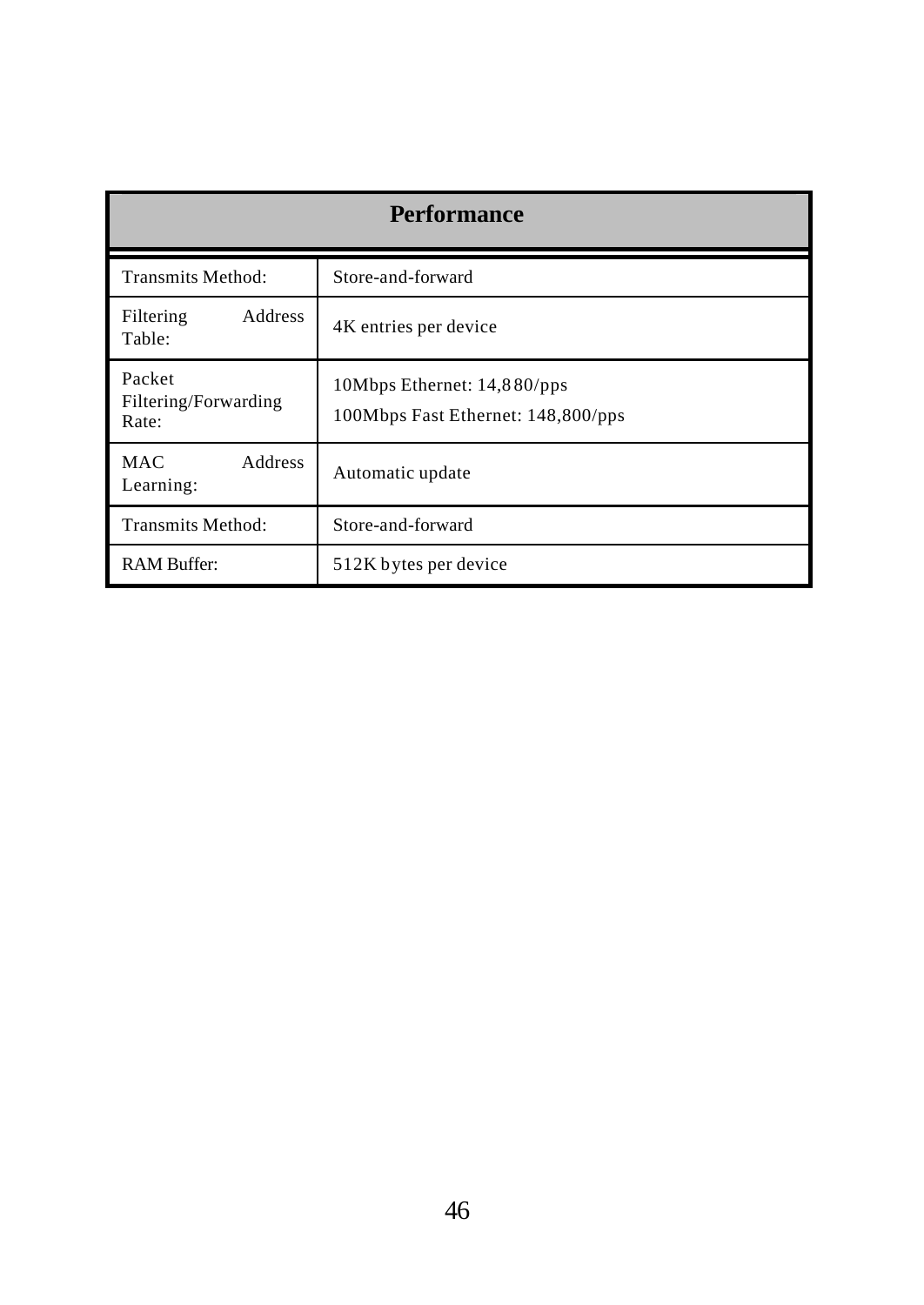| Performance | |
|---|---|
| Transmits Method: | Store-and-forward |
| Filtering Address Table: | 4K entries per device |
| Packet Filtering/Forwarding Rate: | 10Mbps Ethernet: 14,880/pps<br>100Mbps Fast Ethernet: 148,800/pps |
| MAC Address Learning: | Automatic update |
| Transmits Method: | Store-and-forward |
| RAM Buffer: | 512K bytes per device |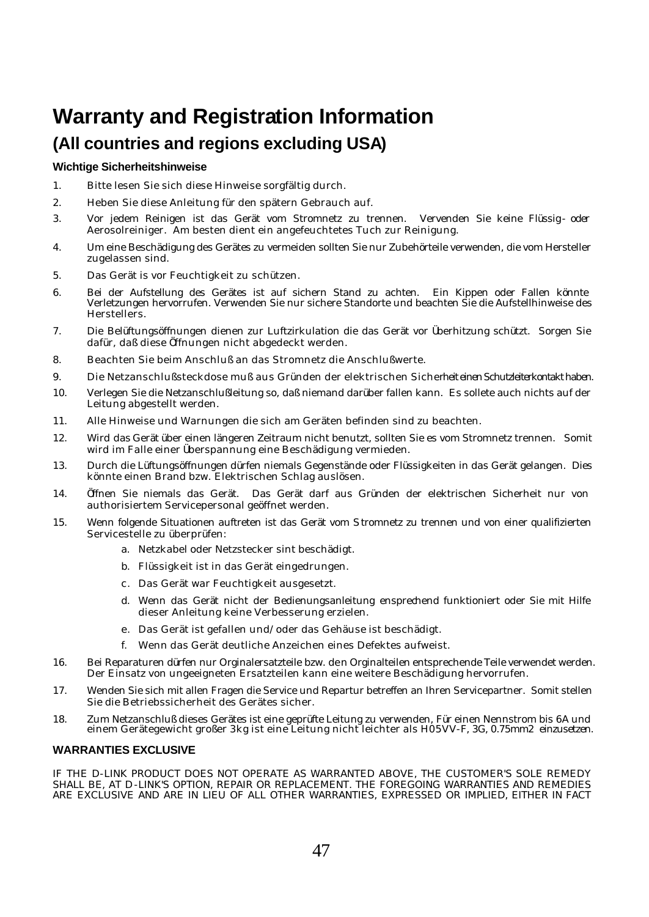# Warranty and Registration Information

## (All countries and regions excluding USA)

### Wichtige Sicherheitshinweise

1. Bitte lesen Sie sich diese Hinweise sorgfältig durch.
2. Heben Sie diese Anleitung für den spätern Gebrauch auf.
3. Vor jedem Reinigen ist das Gerät vom Stromnetz zu trennen. Vervenden Sie keine Flüssig- oder Aerosolreiniger. Am besten dient ein angefeuchtetes Tuch zur Reinigung.
4. Um eine Beschädigung des Gerätes zu vermeiden sollten Sie nur Zubehörteile verwenden, die vom Hersteller zugelassen sind.
5. Das Gerät is vor Feuchtigkeit zu schützen.
6. Bei der Aufstellung des Gerätes ist auf sichern Stand zu achten. Ein Kippen oder Fallen könnte Verletzungen hervorrufen. Verwenden Sie nur sichere Standorte und beachten Sie die Aufstellhinweise des Herstellers.
7. Die Belüftungsöffnungen dienen zur Luftzirkulation die das Gerät vor Überhitzung schützt. Sorgen Sie dafür, daß diese Öffnungen nicht abgedeckt werden.
8. Beachten Sie beim Anschluß an das Stromnetz die Anschlußwerte.
9. Die Netzanschlußsteckdose muß aus Gründen der elektrischen Sicherheit einen Schutzleiterkontakt haben.
10. Verlegen Sie die Netzanschlußleitung so, daß niemand darüber fallen kann. Es sollete auch nichts auf der Leitung abgestellt werden.
11. Alle Hinweise und Warnungen die sich am Geräten befinden sind zu beachten.
12. Wird das Gerät über einen längeren Zeitraum nicht benutzt, sollten Sie es vom Stromnetz trennen. Somit wird im Falle einer Überspannung eine Beschädigung vermieden.
13. Durch die Lüftungsöffnungen dürfen niemals Gegenstände oder Flüssigkeiten in das Gerät gelangen. Dies könnte einen Brand bzw. Elektrischen Schlag auslösen.
14. Öffnen Sie niemals das Gerät. Das Gerät darf aus Gründen der elektrischen Sicherheit nur von authorisiertem Servicepersonal geöffnet werden.
15. Wenn folgende Situationen auftreten ist das Gerät vom Stromnetz zu trennen und von einer qualifizierten Servicestelle zu überprüfen:
    a. Netzkabel oder Netzstecker sint beschädigt.
    b. Flüssigkeit ist in das Gerät eingedrungen.
    c. Das Gerät war Feuchtigkeit ausgesetzt.
    d. Wenn das Gerät nicht der Bedienungsanleitung ensprechend funktioniert oder Sie mit Hilfe dieser Anleitung keine Verbesserung erzielen.
    e. Das Gerät ist gefallen und/oder das Gehäuse ist beschädigt.
    f. Wenn das Gerät deutliche Anzeichen eines Defektes aufweist.
16. Bei Reparaturen dürfen nur Orginalersatzteile bzw. den Orginalteilen entsprechende Teile verwendet werden. Der Einsatz von ungeeigneten Ersatzteilen kann eine weitere Beschädigung hervorrufen.
17. Wenden Sie sich mit allen Fragen die Service und Repartur betreffen an Ihren Servicepartner. Somit stellen Sie die Betriebssicherheit des Gerätes sicher.
18. Zum Netzanschluß dieses Gerätes ist eine geprüfte Leitung zu verwenden, Für einen Nennstrom bis 6A und einem Gerätegewicht großer 3kg ist eine Leitung nicht leichter als H05VV-F, 3G, 0.75mm2 einzusetzen.

### WARRANTIES EXCLUSIVE

IF THE D-LINK PRODUCT DOES NOT OPERATE AS WARRANTED ABOVE, THE CUSTOMER'S SOLE REMEDY SHALL BE, AT D-LINK'S OPTION, REPAIR OR REPLACEMENT. THE FOREGOING WARRANTIES AND REMEDIES ARE EXCLUSIVE AND ARE IN LIEU OF ALL OTHER WARRANTIES, EXPRESSED OR IMPLIED, EITHER IN FACT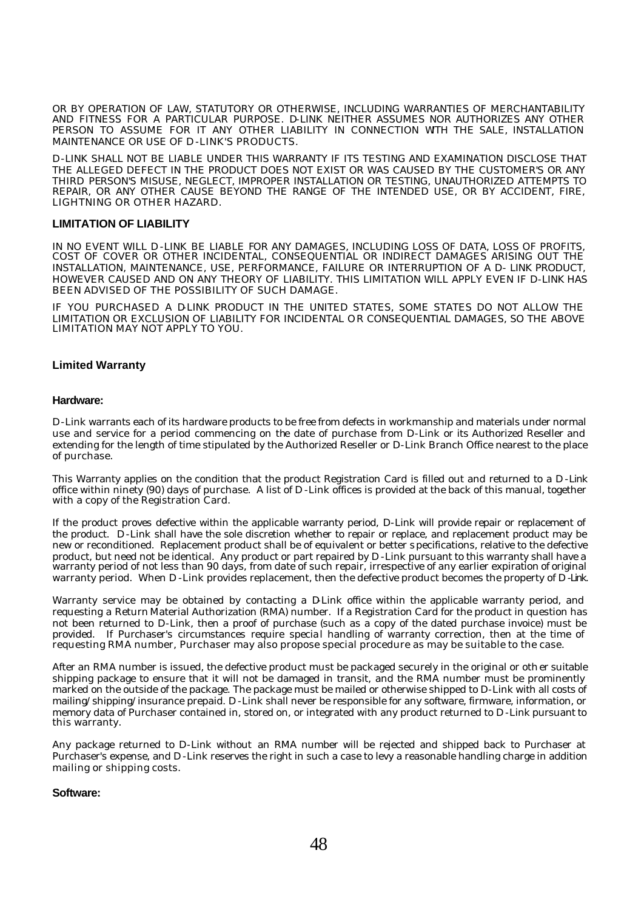OR BY OPERATION OF LAW, STATUTORY OR OTHERWISE, INCLUDING WARRANTIES OF MERCHANTABILITY AND FITNESS FOR A PARTICULAR PURPOSE. D-LINK NEITHER ASSUMES NOR AUTHORIZES ANY OTHER PERSON TO ASSUME FOR IT ANY OTHER LIABILITY IN CONNECTION WITH THE SALE, INSTALLATION MAINTENANCE OR USE OF D-LINK'S PRODUCTS.

D-LINK SHALL NOT BE LIABLE UNDER THIS WARRANTY IF ITS TESTING AND EXAMINATION DISCLOSE THAT THE ALLEGED DEFECT IN THE PRODUCT DOES NOT EXIST OR WAS CAUSED BY THE CUSTOMER'S OR ANY THIRD PERSON'S MISUSE, NEGLECT, IMPROPER INSTALLATION OR TESTING, UNAUTHORIZED ATTEMPTS TO REPAIR, OR ANY OTHER CAUSE BEYOND THE RANGE OF THE INTENDED USE, OR BY ACCIDENT, FIRE, LIGHTNING OR OTHER HAZARD.

### LIMITATION OF LIABILITY

IN NO EVENT WILL D-LINK BE LIABLE FOR ANY DAMAGES, INCLUDING LOSS OF DATA, LOSS OF PROFITS, COST OF COVER OR OTHER INCIDENTAL, CONSEQUENTIAL OR INDIRECT DAMAGES ARISING OUT THE INSTALLATION, MAINTENANCE, USE, PERFORMANCE, FAILURE OR INTERRUPTION OF A D- LINK PRODUCT, HOWEVER CAUSED AND ON ANY THEORY OF LIABILITY. THIS LIMITATION WILL APPLY EVEN IF D-LINK HAS BEEN ADVISED OF THE POSSIBILITY OF SUCH DAMAGE.

IF YOU PURCHASED A D-LINK PRODUCT IN THE UNITED STATES, SOME STATES DO NOT ALLOW THE LIMITATION OR EXCLUSION OF LIABILITY FOR INCIDENTAL OR CONSEQUENTIAL DAMAGES, SO THE ABOVE LIMITATION MAY NOT APPLY TO YOU.

### Limited Warranty

#### Hardware:

D-Link warrants each of its hardware products to be free from defects in workmanship and materials under normal use and service for a period commencing on the date of purchase from D-Link or its Authorized Reseller and extending for the length of time stipulated by the Authorized Reseller or D-Link Branch Office nearest to the place of purchase.

This Warranty applies on the condition that the product Registration Card is filled out and returned to a D-Link office within ninety (90) days of purchase. A list of D-Link offices is provided at the back of this manual, together with a copy of the Registration Card.

If the product proves defective within the applicable warranty period, D-Link will provide repair or replacement of the product. D-Link shall have the sole discretion whether to repair or replace, and replacement product may be new or reconditioned. Replacement product shall be of equivalent or better specifications, relative to the defective product, but need not be identical. Any product or part repaired by D-Link pursuant to this warranty shall have a warranty period of not less than 90 days, from date of such repair, irrespective of any earlier expiration of original warranty period. When D-Link provides replacement, then the defective product becomes the property of D-Link.

Warranty service may be obtained by contacting a D-Link office within the applicable warranty period, and requesting a Return Material Authorization (RMA) number. If a Registration Card for the product in question has not been returned to D-Link, then a proof of purchase (such as a copy of the dated purchase invoice) must be provided. If Purchaser's circumstances require special handling of warranty correction, then at the time of requesting RMA number, Purchaser may also propose special procedure as may be suitable to the case.

After an RMA number is issued, the defective product must be packaged securely in the original or other suitable shipping package to ensure that it will not be damaged in transit, and the RMA number must be prominently marked on the outside of the package. The package must be mailed or otherwise shipped to D-Link with all costs of mailing/shipping/insurance prepaid. D-Link shall never be responsible for any software, firmware, information, or memory data of Purchaser contained in, stored on, or integrated with any product returned to D-Link pursuant to this warranty.

Any package returned to D-Link without an RMA number will be rejected and shipped back to Purchaser at Purchaser's expense, and D-Link reserves the right in such a case to levy a reasonable handling charge in addition mailing or shipping costs.

#### Software: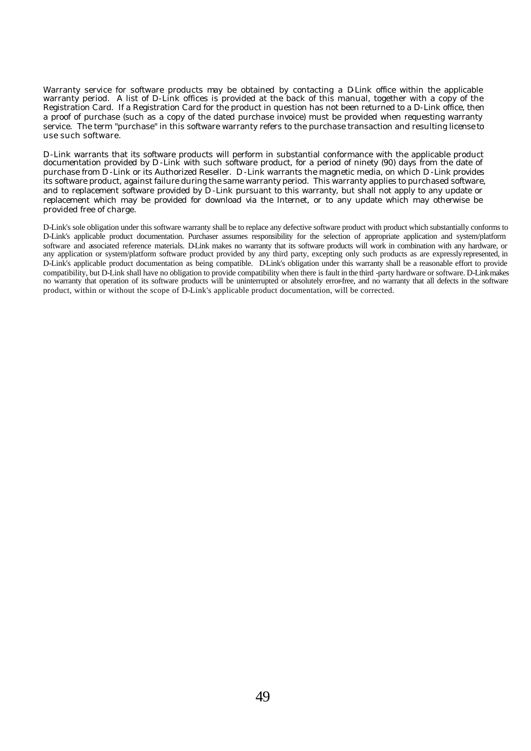Warranty service for software products may be obtained by contacting a D-Link office within the applicable warranty period. A list of D-Link offices is provided at the back of this manual, together with a copy of the Registration Card. If a Registration Card for the product in question has not been returned to a D-Link office, then a proof of purchase (such as a copy of the dated purchase invoice) must be provided when requesting warranty service. The term "purchase" in this software warranty refers to the purchase transaction and resulting license to use such software.

D-Link warrants that its software products will perform in substantial conformance with the applicable product documentation provided by D-Link with such software product, for a period of ninety (90) days from the date of purchase from D-Link or its Authorized Reseller. D-Link warrants the magnetic media, on which D-Link provides its software product, against failure during the same warranty period. This warranty applies to purchased software, and to replacement software provided by D-Link pursuant to this warranty, but shall not apply to any update or replacement which may be provided for download via the Internet, or to any update which may otherwise be provided free of charge.

D-Link's sole obligation under this software warranty shall be to replace any defective software product with product which substantially conforms to D-Link's applicable product documentation. Purchaser assumes responsibility for the selection of appropriate application and system/platform software and associated reference materials. D-Link makes no warranty that its software products will work in combination with any hardware, or any application or system/platform software product provided by any third party, excepting only such products as are expressly represented, in D-Link's applicable product documentation as being compatible. D-Link's obligation under this warranty shall be a reasonable effort to provide compatibility, but D-Link shall have no obligation to provide compatibility when there is fault in the third -party hardware or software. D-Link makes no warranty that operation of its software products will be uninterrupted or absolutely error-free, and no warranty that all defects in the software product, within or without the scope of D-Link's applicable product documentation, will be corrected.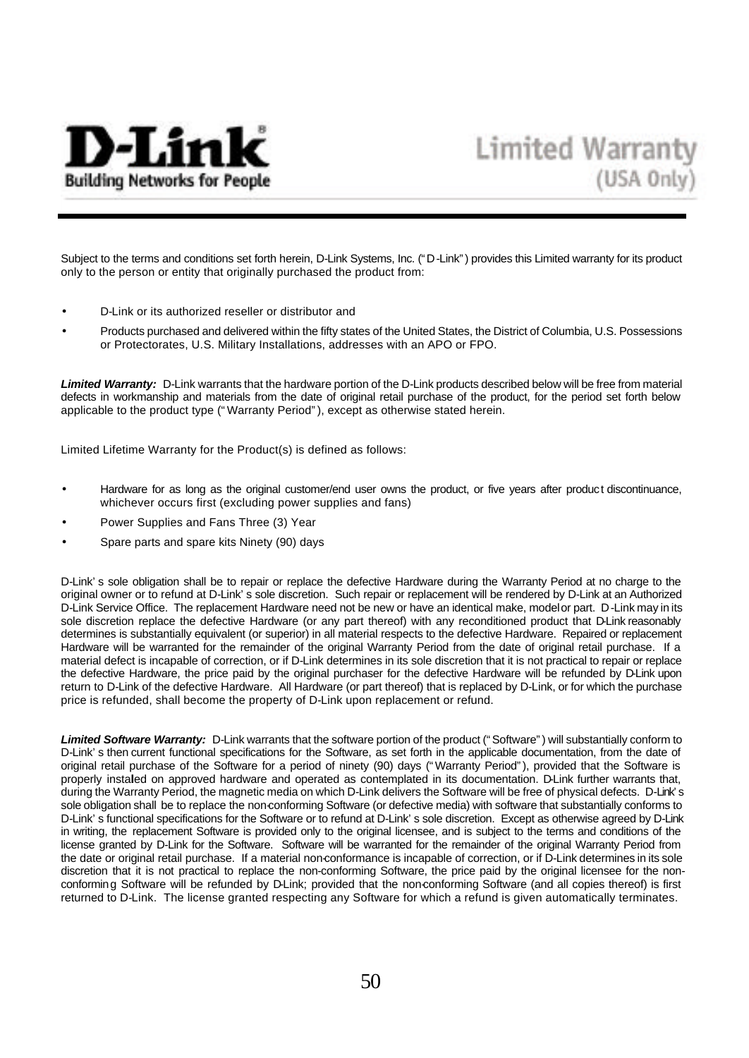# Limited Warranty (USA Only)

Subject to the terms and conditions set forth herein, D-Link Systems, Inc. ("D-Link") provides this Limited warranty for its product only to the person or entity that originally purchased the product from:

- D-Link or its authorized reseller or distributor and
- Products purchased and delivered within the fifty states of the United States, the District of Columbia, U.S. Possessions or Protectorates, U.S. Military Installations, addresses with an APO or FPO.

***Limited Warranty:*** D-Link warrants that the hardware portion of the D-Link products described below will be free from material defects in workmanship and materials from the date of original retail purchase of the product, for the period set forth below applicable to the product type ("Warranty Period"), except as otherwise stated herein.

Limited Lifetime Warranty for the Product(s) is defined as follows:

- Hardware for as long as the original customer/end user owns the product, or five years after product discontinuance, whichever occurs first (excluding power supplies and fans)
- Power Supplies and Fans Three (3) Year
- Spare parts and spare kits Ninety (90) days

D-Link's sole obligation shall be to repair or replace the defective Hardware during the Warranty Period at no charge to the original owner or to refund at D-Link's sole discretion. Such repair or replacement will be rendered by D-Link at an Authorized D-Link Service Office. The replacement Hardware need not be new or have an identical make, model or part. D-Link may in its sole discretion replace the defective Hardware (or any part thereof) with any reconditioned product that D-Link reasonably determines is substantially equivalent (or superior) in all material respects to the defective Hardware. Repaired or replacement Hardware will be warranted for the remainder of the original Warranty Period from the date of original retail purchase. If a material defect is incapable of correction, or if D-Link determines in its sole discretion that it is not practical to repair or replace the defective Hardware, the price paid by the original purchaser for the defective Hardware will be refunded by D-Link upon return to D-Link of the defective Hardware. All Hardware (or part thereof) that is replaced by D-Link, or for which the purchase price is refunded, shall become the property of D-Link upon replacement or refund.

***Limited Software Warranty:*** D-Link warrants that the software portion of the product ("Software") will substantially conform to D-Link's then current functional specifications for the Software, as set forth in the applicable documentation, from the date of original retail purchase of the Software for a period of ninety (90) days ("Warranty Period"), provided that the Software is properly installed on approved hardware and operated as contemplated in its documentation. D-Link further warrants that, during the Warranty Period, the magnetic media on which D-Link delivers the Software will be free of physical defects. D-Link's sole obligation shall be to replace the non-conforming Software (or defective media) with software that substantially conforms to D-Link's functional specifications for the Software or to refund at D-Link's sole discretion. Except as otherwise agreed by D-Link in writing, the replacement Software is provided only to the original licensee, and is subject to the terms and conditions of the license granted by D-Link for the Software. Software will be warranted for the remainder of the original Warranty Period from the date or original retail purchase. If a material non-conformance is incapable of correction, or if D-Link determines in its sole discretion that it is not practical to replace the non-conforming Software, the price paid by the original licensee for the non-conforming Software will be refunded by D-Link; provided that the non-conforming Software (and all copies thereof) is first returned to D-Link. The license granted respecting any Software for which a refund is given automatically terminates.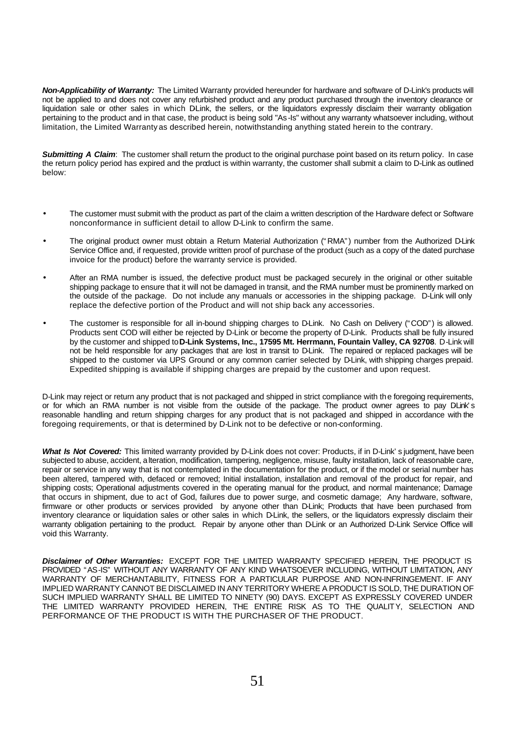***Non-Applicability of Warranty:*** The Limited Warranty provided hereunder for hardware and software of D-Link's products will not be applied to and does not cover any refurbished product and any product purchased through the inventory clearance or liquidation sale or other sales in which D-Link, the sellers, or the liquidators expressly disclaim their warranty obligation pertaining to the product and in that case, the product is being sold "As-Is" without any warranty whatsoever including, without limitation, the Limited Warranty as described herein, notwithstanding anything stated herein to the contrary.

***Submitting A Claim***: The customer shall return the product to the original purchase point based on its return policy. In case the return policy period has expired and the product is within warranty, the customer shall submit a claim to D-Link as outlined below:

- The customer must submit with the product as part of the claim a written description of the Hardware defect or Software nonconformance in sufficient detail to allow D-Link to confirm the same.
- The original product owner must obtain a Return Material Authorization ("RMA") number from the Authorized D-Link Service Office and, if requested, provide written proof of purchase of the product (such as a copy of the dated purchase invoice for the product) before the warranty service is provided.
- After an RMA number is issued, the defective product must be packaged securely in the original or other suitable shipping package to ensure that it will not be damaged in transit, and the RMA number must be prominently marked on the outside of the package. Do not include any manuals or accessories in the shipping package. D-Link will only replace the defective portion of the Product and will not ship back any accessories.
- The customer is responsible for all in-bound shipping charges to D-Link. No Cash on Delivery ("COD") is allowed. Products sent COD will either be rejected by D-Link or become the property of D-Link. Products shall be fully insured by the customer and shipped to **D-Link Systems, Inc., 17595 Mt. Herrmann, Fountain Valley, CA 92708**. D-Link will not be held responsible for any packages that are lost in transit to D-Link. The repaired or replaced packages will be shipped to the customer via UPS Ground or any common carrier selected by D-Link, with shipping charges prepaid. Expedited shipping is available if shipping charges are prepaid by the customer and upon request.

D-Link may reject or return any product that is not packaged and shipped in strict compliance with the foregoing requirements, or for which an RMA number is not visible from the outside of the package. The product owner agrees to pay D-Link's reasonable handling and return shipping charges for any product that is not packaged and shipped in accordance with the foregoing requirements, or that is determined by D-Link not to be defective or non-conforming.

***What Is Not Covered:*** This limited warranty provided by D-Link does not cover: Products, if in D-Link's judgment, have been subjected to abuse, accident, alteration, modification, tampering, negligence, misuse, faulty installation, lack of reasonable care, repair or service in any way that is not contemplated in the documentation for the product, or if the model or serial number has been altered, tampered with, defaced or removed; Initial installation, installation and removal of the product for repair, and shipping costs; Operational adjustments covered in the operating manual for the product, and normal maintenance; Damage that occurs in shipment, due to act of God, failures due to power surge, and cosmetic damage; Any hardware, software, firmware or other products or services provided by anyone other than D-Link; Products that have been purchased from inventory clearance or liquidation sales or other sales in which D-Link, the sellers, or the liquidators expressly disclaim their warranty obligation pertaining to the product. Repair by anyone other than D-Link or an Authorized D-Link Service Office will void this Warranty.

***Disclaimer of Other Warranties:*** EXCEPT FOR THE LIMITED WARRANTY SPECIFIED HEREIN, THE PRODUCT IS PROVIDED "AS-IS" WITHOUT ANY WARRANTY OF ANY KIND WHATSOEVER INCLUDING, WITHOUT LIMITATION, ANY WARRANTY OF MERCHANTABILITY, FITNESS FOR A PARTICULAR PURPOSE AND NON-INFRINGEMENT. IF ANY IMPLIED WARRANTY CANNOT BE DISCLAIMED IN ANY TERRITORY WHERE A PRODUCT IS SOLD, THE DURATION OF SUCH IMPLIED WARRANTY SHALL BE LIMITED TO NINETY (90) DAYS. EXCEPT AS EXPRESSLY COVERED UNDER THE LIMITED WARRANTY PROVIDED HEREIN, THE ENTIRE RISK AS TO THE QUALITY, SELECTION AND PERFORMANCE OF THE PRODUCT IS WITH THE PURCHASER OF THE PRODUCT.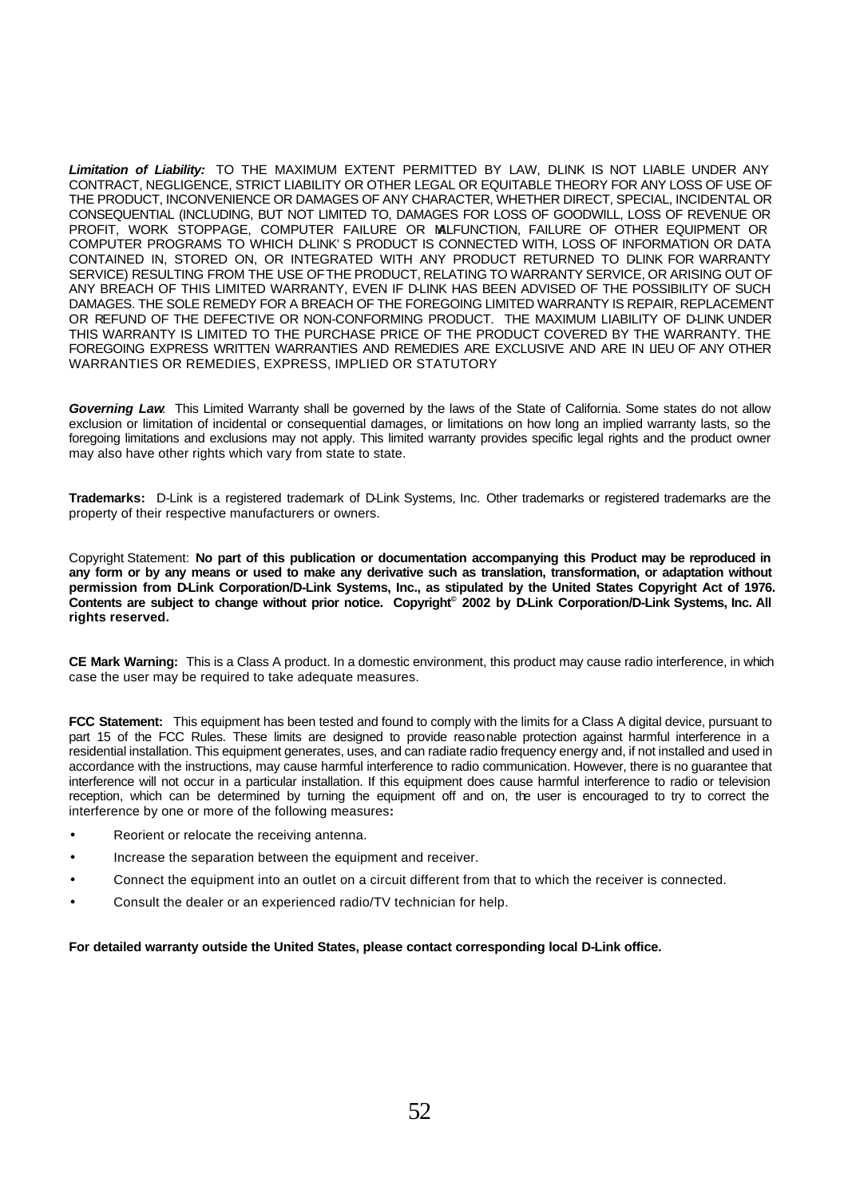***Limitation of Liability:*** TO THE MAXIMUM EXTENT PERMITTED BY LAW, D-LINK IS NOT LIABLE UNDER ANY CONTRACT, NEGLIGENCE, STRICT LIABILITY OR OTHER LEGAL OR EQUITABLE THEORY FOR ANY LOSS OF USE OF THE PRODUCT, INCONVENIENCE OR DAMAGES OF ANY CHARACTER, WHETHER DIRECT, SPECIAL, INCIDENTAL OR CONSEQUENTIAL (INCLUDING, BUT NOT LIMITED TO, DAMAGES FOR LOSS OF GOODWILL, LOSS OF REVENUE OR PROFIT, WORK STOPPAGE, COMPUTER FAILURE OR MALFUNCTION, FAILURE OF OTHER EQUIPMENT OR COMPUTER PROGRAMS TO WHICH D-LINK'S PRODUCT IS CONNECTED WITH, LOSS OF INFORMATION OR DATA CONTAINED IN, STORED ON, OR INTEGRATED WITH ANY PRODUCT RETURNED TO D-LINK FOR WARRANTY SERVICE) RESULTING FROM THE USE OF THE PRODUCT, RELATING TO WARRANTY SERVICE, OR ARISING OUT OF ANY BREACH OF THIS LIMITED WARRANTY, EVEN IF D-LINK HAS BEEN ADVISED OF THE POSSIBILITY OF SUCH DAMAGES. THE SOLE REMEDY FOR A BREACH OF THE FOREGOING LIMITED WARRANTY IS REPAIR, REPLACEMENT OR REFUND OF THE DEFECTIVE OR NON-CONFORMING PRODUCT. THE MAXIMUM LIABILITY OF D-LINK UNDER THIS WARRANTY IS LIMITED TO THE PURCHASE PRICE OF THE PRODUCT COVERED BY THE WARRANTY. THE FOREGOING EXPRESS WRITTEN WARRANTIES AND REMEDIES ARE EXCLUSIVE AND ARE IN LIEU OF ANY OTHER WARRANTIES OR REMEDIES, EXPRESS, IMPLIED OR STATUTORY

***Governing Law***: This Limited Warranty shall be governed by the laws of the State of California. Some states do not allow exclusion or limitation of incidental or consequential damages, or limitations on how long an implied warranty lasts, so the foregoing limitations and exclusions may not apply. This limited warranty provides specific legal rights and the product owner may also have other rights which vary from state to state.

**Trademarks:** D-Link is a registered trademark of D-Link Systems, Inc. Other trademarks or registered trademarks are the property of their respective manufacturers or owners.

Copyright Statement: **No part of this publication or documentation accompanying this Product may be reproduced in any form or by any means or used to make any derivative such as translation, transformation, or adaptation without permission from D-Link Corporation/D-Link Systems, Inc., as stipulated by the United States Copyright Act of 1976. Contents are subject to change without prior notice. Copyright© 2002 by D-Link Corporation/D-Link Systems, Inc. All rights reserved.**

**CE Mark Warning:** This is a Class A product. In a domestic environment, this product may cause radio interference, in which case the user may be required to take adequate measures.

**FCC Statement:** This equipment has been tested and found to comply with the limits for a Class A digital device, pursuant to part 15 of the FCC Rules. These limits are designed to provide reasonable protection against harmful interference in a residential installation. This equipment generates, uses, and can radiate radio frequency energy and, if not installed and used in accordance with the instructions, may cause harmful interference to radio communication. However, there is no guarantee that interference will not occur in a particular installation. If this equipment does cause harmful interference to radio or television reception, which can be determined by turning the equipment off and on, the user is encouraged to try to correct the interference by one or more of the following measures**:**

- Reorient or relocate the receiving antenna.
- Increase the separation between the equipment and receiver.
- Connect the equipment into an outlet on a circuit different from that to which the receiver is connected.
- Consult the dealer or an experienced radio/TV technician for help.

**For detailed warranty outside the United States, please contact corresponding local D-Link office.**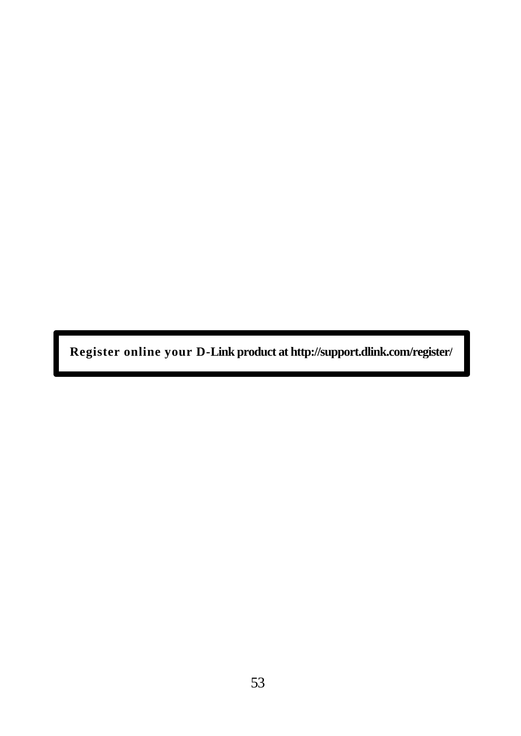**Register online your D-Link product at http://support.dlink.com/register/**